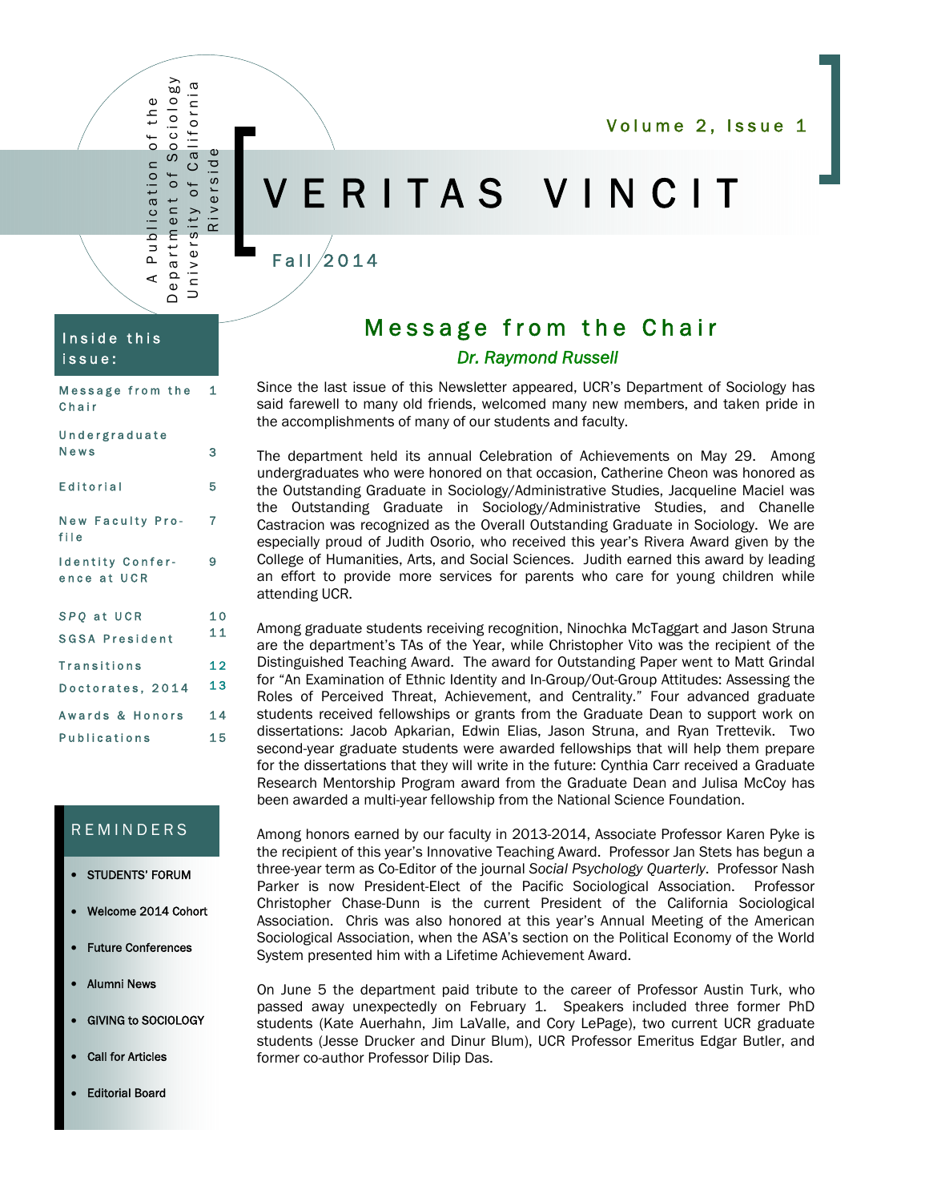# VERITAS VINCIT

A Publication of the Department of Sociology University of California Riverside

Volume 2, Issue 1

Fall 2014

**Inside this issue:**

| | |
|---|---|
| Message from the Chair | 1 |
| Undergraduate News | 3 |
| Editorial | 5 |
| New Faculty Profile | 7 |
| Identity Conference at UCR | 9 |
| *SPQ* at UCR | 10 |
| SGSA President | 11 |
| Transitions | 12 |
| Doctorates, 2014 | 13 |
| Awards & Honors | 14 |
| Publications | 15 |

**REMINDERS**

- STUDENTS' FORUM
- Welcome 2014 Cohort
- Future Conferences
- Alumni News
- GIVING to SOCIOLOGY
- Call for Articles
- Editorial Board

## Message from the Chair

*Dr. Raymond Russell*

Since the last issue of this Newsletter appeared, UCR's Department of Sociology has said farewell to many old friends, welcomed many new members, and taken pride in the accomplishments of many of our students and faculty.

The department held its annual Celebration of Achievements on May 29. Among undergraduates who were honored on that occasion, Catherine Cheon was honored as the Outstanding Graduate in Sociology/Administrative Studies, Jacqueline Maciel was the Outstanding Graduate in Sociology/Administrative Studies, and Chanelle Castracion was recognized as the Overall Outstanding Graduate in Sociology. We are especially proud of Judith Osorio, who received this year's Rivera Award given by the College of Humanities, Arts, and Social Sciences. Judith earned this award by leading an effort to provide more services for parents who care for young children while attending UCR.

Among graduate students receiving recognition, Ninochka McTaggart and Jason Struna are the department's TAs of the Year, while Christopher Vito was the recipient of the Distinguished Teaching Award. The award for Outstanding Paper went to Matt Grindal for "An Examination of Ethnic Identity and In-Group/Out-Group Attitudes: Assessing the Roles of Perceived Threat, Achievement, and Centrality." Four advanced graduate students received fellowships or grants from the Graduate Dean to support work on dissertations: Jacob Apkarian, Edwin Elias, Jason Struna, and Ryan Trettevik. Two second-year graduate students were awarded fellowships that will help them prepare for the dissertations that they will write in the future: Cynthia Carr received a Graduate Research Mentorship Program award from the Graduate Dean and Julisa McCoy has been awarded a multi-year fellowship from the National Science Foundation.

Among honors earned by our faculty in 2013-2014, Associate Professor Karen Pyke is the recipient of this year's Innovative Teaching Award. Professor Jan Stets has begun a three-year term as Co-Editor of the journal *Social Psychology Quarterly*. Professor Nash Parker is now President-Elect of the Pacific Sociological Association. Professor Christopher Chase-Dunn is the current President of the California Sociological Association. Chris was also honored at this year's Annual Meeting of the American Sociological Association, when the ASA's section on the Political Economy of the World System presented him with a Lifetime Achievement Award.

On June 5 the department paid tribute to the career of Professor Austin Turk, who passed away unexpectedly on February 1. Speakers included three former PhD students (Kate Auerhahn, Jim LaValle, and Cory LePage), two current UCR graduate students (Jesse Drucker and Dinur Blum), UCR Professor Emeritus Edgar Butler, and former co-author Professor Dilip Das.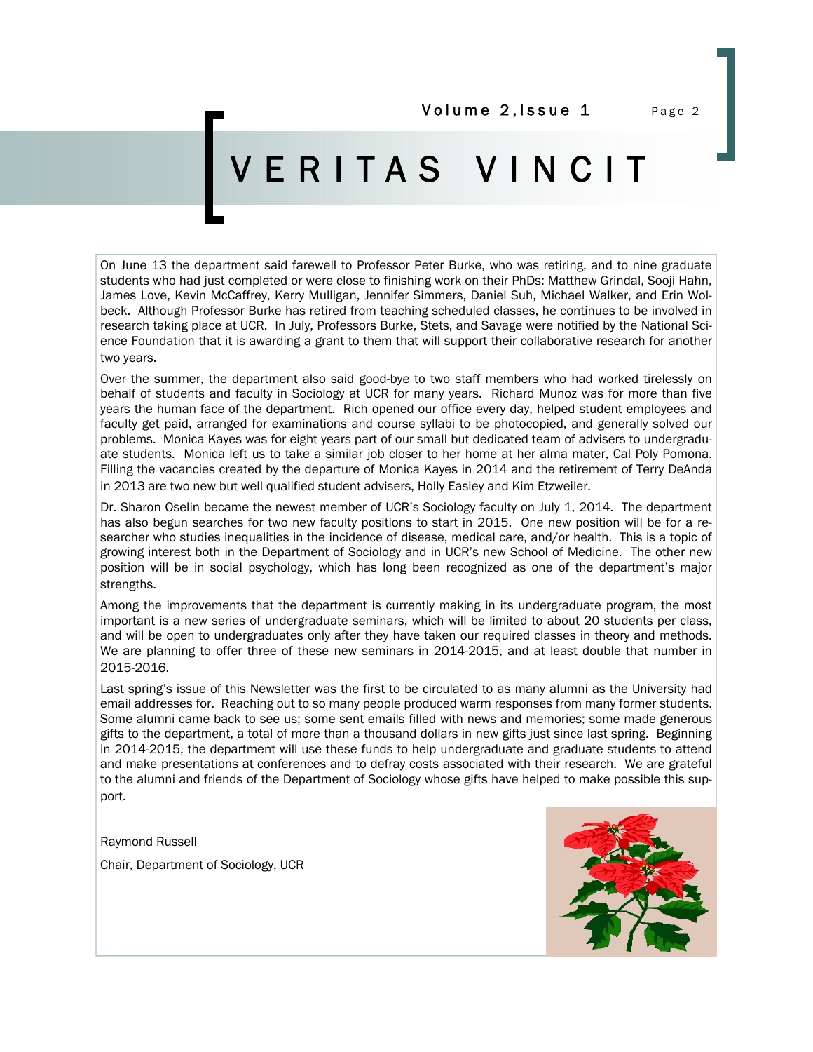# VERITAS VINCIT

On June 13 the department said farewell to Professor Peter Burke, who was retiring, and to nine graduate students who had just completed or were close to finishing work on their PhDs: Matthew Grindal, Sooji Hahn, James Love, Kevin McCaffrey, Kerry Mulligan, Jennifer Simmers, Daniel Suh, Michael Walker, and Erin Wolbeck. Although Professor Burke has retired from teaching scheduled classes, he continues to be involved in research taking place at UCR. In July, Professors Burke, Stets, and Savage were notified by the National Science Foundation that it is awarding a grant to them that will support their collaborative research for another two years.

Over the summer, the department also said good-bye to two staff members who had worked tirelessly on behalf of students and faculty in Sociology at UCR for many years. Richard Munoz was for more than five years the human face of the department. Rich opened our office every day, helped student employees and faculty get paid, arranged for examinations and course syllabi to be photocopied, and generally solved our problems. Monica Kayes was for eight years part of our small but dedicated team of advisers to undergraduate students. Monica left us to take a similar job closer to her home at her alma mater, Cal Poly Pomona. Filling the vacancies created by the departure of Monica Kayes in 2014 and the retirement of Terry DeAnda in 2013 are two new but well qualified student advisers, Holly Easley and Kim Etzweiler.

Dr. Sharon Oselin became the newest member of UCR's Sociology faculty on July 1, 2014. The department has also begun searches for two new faculty positions to start in 2015. One new position will be for a researcher who studies inequalities in the incidence of disease, medical care, and/or health. This is a topic of growing interest both in the Department of Sociology and in UCR's new School of Medicine. The other new position will be in social psychology, which has long been recognized as one of the department's major strengths.

Among the improvements that the department is currently making in its undergraduate program, the most important is a new series of undergraduate seminars, which will be limited to about 20 students per class, and will be open to undergraduates only after they have taken our required classes in theory and methods. We are planning to offer three of these new seminars in 2014-2015, and at least double that number in 2015-2016.

Last spring's issue of this Newsletter was the first to be circulated to as many alumni as the University had email addresses for. Reaching out to so many people produced warm responses from many former students. Some alumni came back to see us; some sent emails filled with news and memories; some made generous gifts to the department, a total of more than a thousand dollars in new gifts just since last spring. Beginning in 2014-2015, the department will use these funds to help undergraduate and graduate students to attend and make presentations at conferences and to defray costs associated with their research. We are grateful to the alumni and friends of the Department of Sociology whose gifts have helped to make possible this support.

Raymond Russell

Chair, Department of Sociology, UCR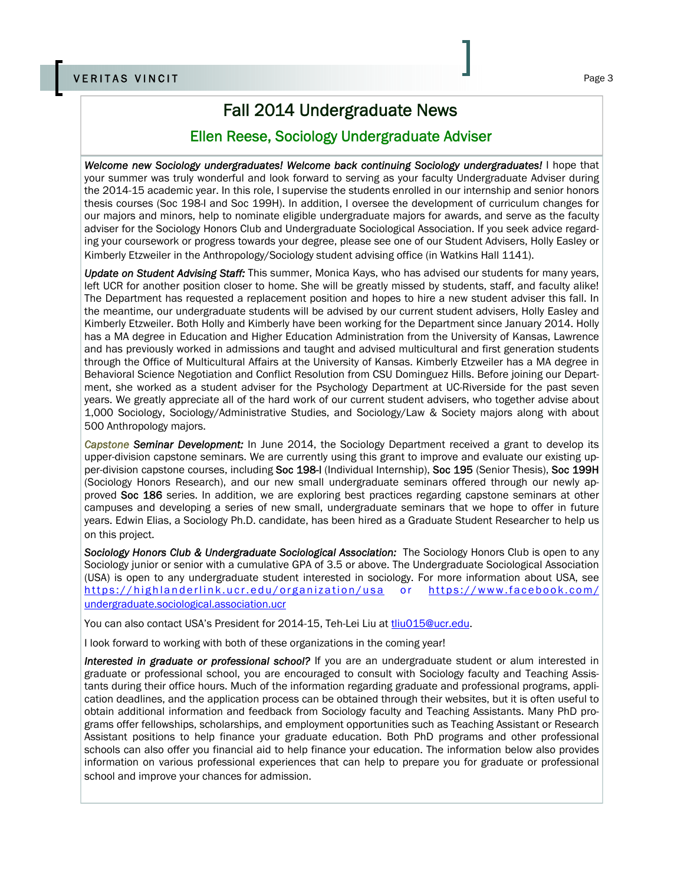# Fall 2014 Undergraduate News

## Ellen Reese, Sociology Undergraduate Adviser

***Welcome new Sociology undergraduates! Welcome back continuing Sociology undergraduates!*** I hope that your summer was truly wonderful and look forward to serving as your faculty Undergraduate Adviser during the 2014-15 academic year. In this role, I supervise the students enrolled in our internship and senior honors thesis courses (Soc 198-I and Soc 199H). In addition, I oversee the development of curriculum changes for our majors and minors, help to nominate eligible undergraduate majors for awards, and serve as the faculty adviser for the Sociology Honors Club and Undergraduate Sociological Association. If you seek advice regarding your coursework or progress towards your degree, please see one of our Student Advisers, Holly Easley or Kimberly Etzweiler in the Anthropology/Sociology student advising office (in Watkins Hall 1141).

***Update on Student Advising Staff:*** This summer, Monica Kays, who has advised our students for many years, left UCR for another position closer to home. She will be greatly missed by students, staff, and faculty alike! The Department has requested a replacement position and hopes to hire a new student adviser this fall. In the meantime, our undergraduate students will be advised by our current student advisers, Holly Easley and Kimberly Etzweiler. Both Holly and Kimberly have been working for the Department since January 2014. Holly has a MA degree in Education and Higher Education Administration from the University of Kansas, Lawrence and has previously worked in admissions and taught and advised multicultural and first generation students through the Office of Multicultural Affairs at the University of Kansas. Kimberly Etzweiler has a MA degree in Behavioral Science Negotiation and Conflict Resolution from CSU Dominguez Hills. Before joining our Department, she worked as a student adviser for the Psychology Department at UC-Riverside for the past seven years. We greatly appreciate all of the hard work of our current student advisers, who together advise about 1,000 Sociology, Sociology/Administrative Studies, and Sociology/Law & Society majors along with about 500 Anthropology majors.

***Capstone Seminar Development:*** In June 2014, the Sociology Department received a grant to develop its upper-division capstone seminars. We are currently using this grant to improve and evaluate our existing upper-division capstone courses, including **Soc 198-I** (Individual Internship), **Soc 195** (Senior Thesis), **Soc 199H** (Sociology Honors Research), and our new small undergraduate seminars offered through our newly approved **Soc 186** series. In addition, we are exploring best practices regarding capstone seminars at other campuses and developing a series of new small, undergraduate seminars that we hope to offer in future years. Edwin Elias, a Sociology Ph.D. candidate, has been hired as a Graduate Student Researcher to help us on this project.

***Sociology Honors Club & Undergraduate Sociological Association:*** The Sociology Honors Club is open to any Sociology junior or senior with a cumulative GPA of 3.5 or above. The Undergraduate Sociological Association (USA) is open to any undergraduate student interested in sociology. For more information about USA, see https://highlanderlink.ucr.edu/organization/usa or https://www.facebook.com/undergraduate.sociological.association.ucr

You can also contact USA's President for 2014-15, Teh-Lei Liu at tliu015@ucr.edu.

I look forward to working with both of these organizations in the coming year!

***Interested in graduate or professional school?*** If you are an undergraduate student or alum interested in graduate or professional school, you are encouraged to consult with Sociology faculty and Teaching Assistants during their office hours. Much of the information regarding graduate and professional programs, application deadlines, and the application process can be obtained through their websites, but it is often useful to obtain additional information and feedback from Sociology faculty and Teaching Assistants. Many PhD programs offer fellowships, scholarships, and employment opportunities such as Teaching Assistant or Research Assistant positions to help finance your graduate education. Both PhD programs and other professional schools can also offer you financial aid to help finance your education. The information below also provides information on various professional experiences that can help to prepare you for graduate or professional school and improve your chances for admission.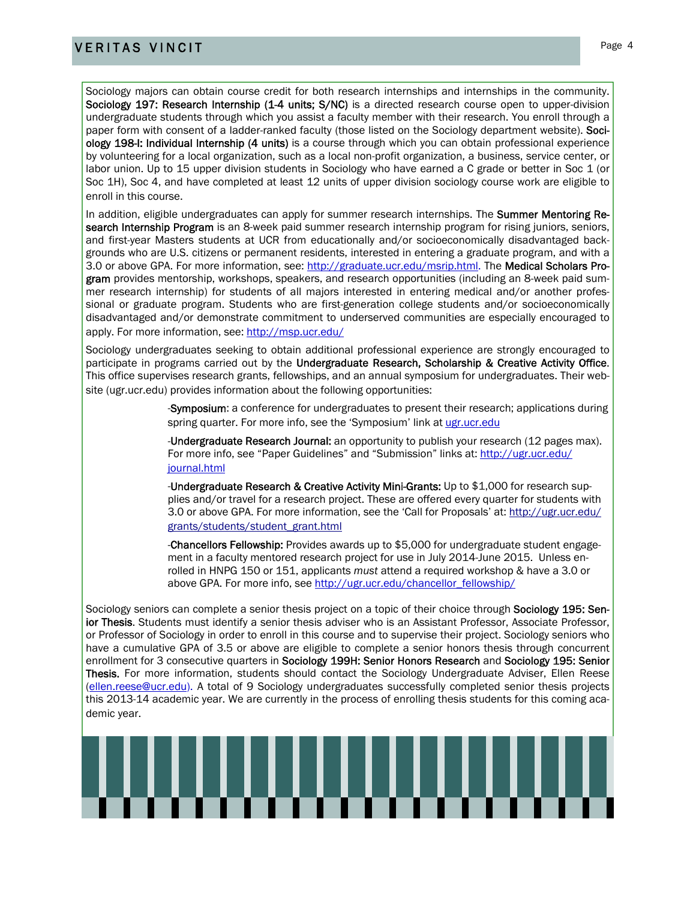Sociology majors can obtain course credit for both research internships and internships in the community. **Sociology 197: Research Internship (1-4 units; S/NC)** is a directed research course open to upper-division undergraduate students through which you assist a faculty member with their research. You enroll through a paper form with consent of a ladder-ranked faculty (those listed on the Sociology department website). **Sociology 198-I: Individual Internship (4 units)** is a course through which you can obtain professional experience by volunteering for a local organization, such as a local non-profit organization, a business, service center, or labor union. Up to 15 upper division students in Sociology who have earned a C grade or better in Soc 1 (or Soc 1H), Soc 4, and have completed at least 12 units of upper division sociology course work are eligible to enroll in this course.

In addition, eligible undergraduates can apply for summer research internships. The **Summer Mentoring Research Internship Program** is an 8-week paid summer research internship program for rising juniors, seniors, and first-year Masters students at UCR from educationally and/or socioeconomically disadvantaged backgrounds who are U.S. citizens or permanent residents, interested in entering a graduate program, and with a 3.0 or above GPA. For more information, see: http://graduate.ucr.edu/msrip.html. The **Medical Scholars Program** provides mentorship, workshops, speakers, and research opportunities (including an 8-week paid summer research internship) for students of all majors interested in entering medical and/or another professional or graduate program. Students who are first-generation college students and/or socioeconomically disadvantaged and/or demonstrate commitment to underserved communities are especially encouraged to apply. For more information, see: http://msp.ucr.edu/

Sociology undergraduates seeking to obtain additional professional experience are strongly encouraged to participate in programs carried out by the **Undergraduate Research, Scholarship & Creative Activity Office**. This office supervises research grants, fellowships, and an annual symposium for undergraduates. Their website (ugr.ucr.edu) provides information about the following opportunities:

-**Symposium**: a conference for undergraduates to present their research; applications during spring quarter. For more info, see the 'Symposium' link at ugr.ucr.edu

-**Undergraduate Research Journal:** an opportunity to publish your research (12 pages max). For more info, see "Paper Guidelines" and "Submission" links at: http://ugr.ucr.edu/journal.html

-**Undergraduate Research & Creative Activity Mini-Grants:** Up to $1,000 for research supplies and/or travel for a research project. These are offered every quarter for students with 3.0 or above GPA. For more information, see the 'Call for Proposals' at: http://ugr.ucr.edu/grants/students/student_grant.html

-**Chancellors Fellowship:** Provides awards up to $5,000 for undergraduate student engagement in a faculty mentored research project for use in July 2014-June 2015. Unless enrolled in HNPG 150 or 151, applicants *must* attend a required workshop & have a 3.0 or above GPA. For more info, see http://ugr.ucr.edu/chancellor_fellowship/

Sociology seniors can complete a senior thesis project on a topic of their choice through **Sociology 195: Senior Thesis**. Students must identify a senior thesis adviser who is an Assistant Professor, Associate Professor, or Professor of Sociology in order to enroll in this course and to supervise their project. Sociology seniors who have a cumulative GPA of 3.5 or above are eligible to complete a senior honors thesis through concurrent enrollment for 3 consecutive quarters in **Sociology 199H: Senior Honors Research** and **Sociology 195: Senior Thesis.** For more information, students should contact the Sociology Undergraduate Adviser, Ellen Reese (ellen.reese@ucr.edu). A total of 9 Sociology undergraduates successfully completed senior thesis projects this 2013-14 academic year. We are currently in the process of enrolling thesis students for this coming academic year.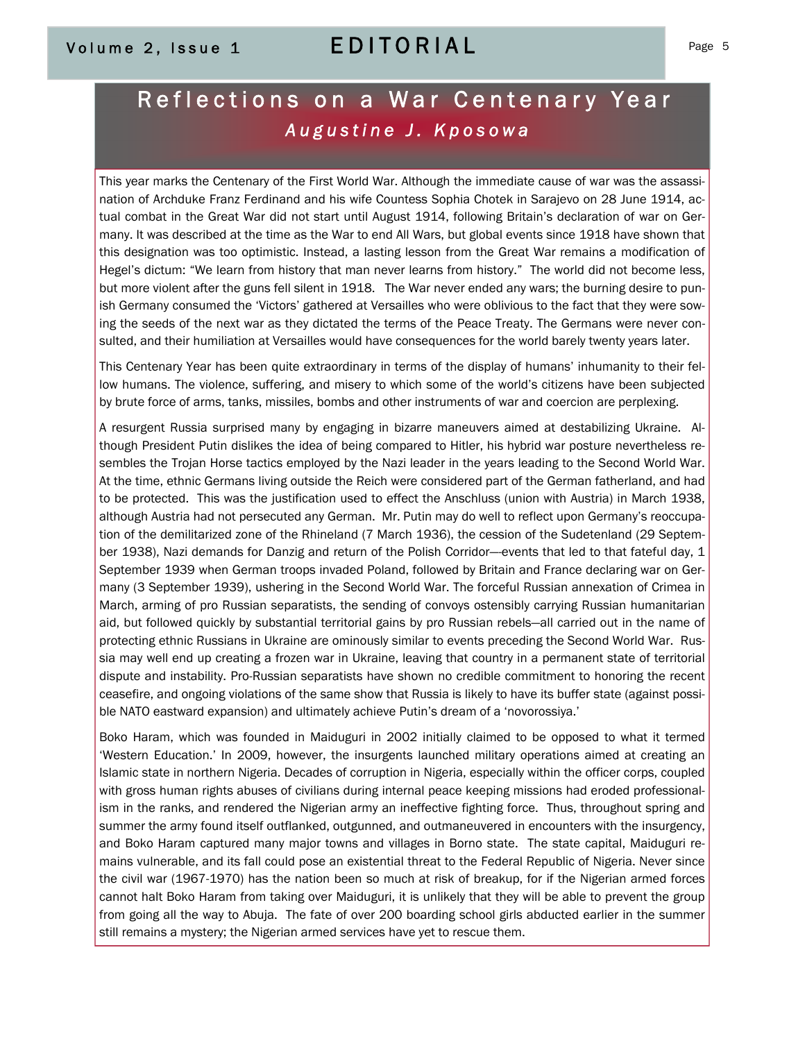# Reflections on a War Centenary Year

*Augustine J. Kposowa*

This year marks the Centenary of the First World War. Although the immediate cause of war was the assassination of Archduke Franz Ferdinand and his wife Countess Sophia Chotek in Sarajevo on 28 June 1914, actual combat in the Great War did not start until August 1914, following Britain's declaration of war on Germany. It was described at the time as the War to end All Wars, but global events since 1918 have shown that this designation was too optimistic. Instead, a lasting lesson from the Great War remains a modification of Hegel's dictum: "We learn from history that man never learns from history." The world did not become less, but more violent after the guns fell silent in 1918. The War never ended any wars; the burning desire to punish Germany consumed the 'Victors' gathered at Versailles who were oblivious to the fact that they were sowing the seeds of the next war as they dictated the terms of the Peace Treaty. The Germans were never consulted, and their humiliation at Versailles would have consequences for the world barely twenty years later.

This Centenary Year has been quite extraordinary in terms of the display of humans' inhumanity to their fellow humans. The violence, suffering, and misery to which some of the world's citizens have been subjected by brute force of arms, tanks, missiles, bombs and other instruments of war and coercion are perplexing.

A resurgent Russia surprised many by engaging in bizarre maneuvers aimed at destabilizing Ukraine. Although President Putin dislikes the idea of being compared to Hitler, his hybrid war posture nevertheless resembles the Trojan Horse tactics employed by the Nazi leader in the years leading to the Second World War. At the time, ethnic Germans living outside the Reich were considered part of the German fatherland, and had to be protected. This was the justification used to effect the Anschluss (union with Austria) in March 1938, although Austria had not persecuted any German. Mr. Putin may do well to reflect upon Germany's reoccupation of the demilitarized zone of the Rhineland (7 March 1936), the cession of the Sudetenland (29 September 1938), Nazi demands for Danzig and return of the Polish Corridor—events that led to that fateful day, 1 September 1939 when German troops invaded Poland, followed by Britain and France declaring war on Germany (3 September 1939), ushering in the Second World War. The forceful Russian annexation of Crimea in March, arming of pro Russian separatists, the sending of convoys ostensibly carrying Russian humanitarian aid, but followed quickly by substantial territorial gains by pro Russian rebels—all carried out in the name of protecting ethnic Russians in Ukraine are ominously similar to events preceding the Second World War. Russia may well end up creating a frozen war in Ukraine, leaving that country in a permanent state of territorial dispute and instability. Pro-Russian separatists have shown no credible commitment to honoring the recent ceasefire, and ongoing violations of the same show that Russia is likely to have its buffer state (against possible NATO eastward expansion) and ultimately achieve Putin's dream of a 'novorossiya.'

Boko Haram, which was founded in Maiduguri in 2002 initially claimed to be opposed to what it termed 'Western Education.' In 2009, however, the insurgents launched military operations aimed at creating an Islamic state in northern Nigeria. Decades of corruption in Nigeria, especially within the officer corps, coupled with gross human rights abuses of civilians during internal peace keeping missions had eroded professionalism in the ranks, and rendered the Nigerian army an ineffective fighting force. Thus, throughout spring and summer the army found itself outflanked, outgunned, and outmaneuvered in encounters with the insurgency, and Boko Haram captured many major towns and villages in Borno state. The state capital, Maiduguri remains vulnerable, and its fall could pose an existential threat to the Federal Republic of Nigeria. Never since the civil war (1967-1970) has the nation been so much at risk of breakup, for if the Nigerian armed forces cannot halt Boko Haram from taking over Maiduguri, it is unlikely that they will be able to prevent the group from going all the way to Abuja. The fate of over 200 boarding school girls abducted earlier in the summer still remains a mystery; the Nigerian armed services have yet to rescue them.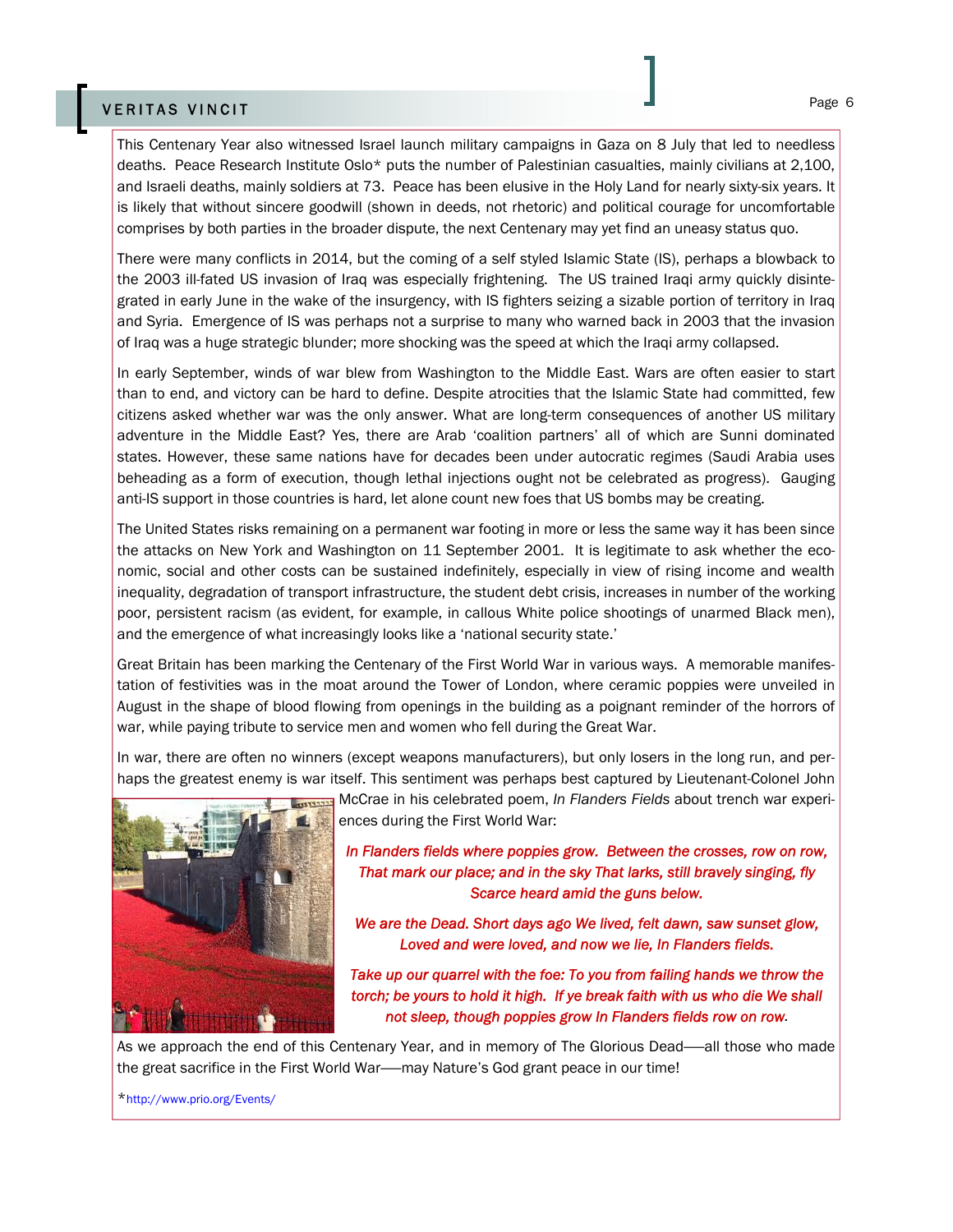This Centenary Year also witnessed Israel launch military campaigns in Gaza on 8 July that led to needless deaths. Peace Research Institute Oslo* puts the number of Palestinian casualties, mainly civilians at 2,100, and Israeli deaths, mainly soldiers at 73. Peace has been elusive in the Holy Land for nearly sixty-six years. It is likely that without sincere goodwill (shown in deeds, not rhetoric) and political courage for uncomfortable comprises by both parties in the broader dispute, the next Centenary may yet find an uneasy status quo.

There were many conflicts in 2014, but the coming of a self styled Islamic State (IS), perhaps a blowback to the 2003 ill-fated US invasion of Iraq was especially frightening. The US trained Iraqi army quickly disintegrated in early June in the wake of the insurgency, with IS fighters seizing a sizable portion of territory in Iraq and Syria. Emergence of IS was perhaps not a surprise to many who warned back in 2003 that the invasion of Iraq was a huge strategic blunder; more shocking was the speed at which the Iraqi army collapsed.

In early September, winds of war blew from Washington to the Middle East. Wars are often easier to start than to end, and victory can be hard to define. Despite atrocities that the Islamic State had committed, few citizens asked whether war was the only answer. What are long-term consequences of another US military adventure in the Middle East? Yes, there are Arab 'coalition partners' all of which are Sunni dominated states. However, these same nations have for decades been under autocratic regimes (Saudi Arabia uses beheading as a form of execution, though lethal injections ought not be celebrated as progress). Gauging anti-IS support in those countries is hard, let alone count new foes that US bombs may be creating.

The United States risks remaining on a permanent war footing in more or less the same way it has been since the attacks on New York and Washington on 11 September 2001. It is legitimate to ask whether the economic, social and other costs can be sustained indefinitely, especially in view of rising income and wealth inequality, degradation of transport infrastructure, the student debt crisis, increases in number of the working poor, persistent racism (as evident, for example, in callous White police shootings of unarmed Black men), and the emergence of what increasingly looks like a 'national security state.'

Great Britain has been marking the Centenary of the First World War in various ways. A memorable manifestation of festivities was in the moat around the Tower of London, where ceramic poppies were unveiled in August in the shape of blood flowing from openings in the building as a poignant reminder of the horrors of war, while paying tribute to service men and women who fell during the Great War.

In war, there are often no winners (except weapons manufacturers), but only losers in the long run, and perhaps the greatest enemy is war itself. This sentiment was perhaps best captured by Lieutenant-Colonel John McCrae in his celebrated poem, *In Flanders Fields* about trench war experiences during the First World War:

***In Flanders fields where poppies grow. Between the crosses, row on row, That mark our place; and in the sky That larks, still bravely singing, fly Scarce heard amid the guns below.***

***We are the Dead. Short days ago We lived, felt dawn, saw sunset glow, Loved and were loved, and now we lie, In Flanders fields.***

***Take up our quarrel with the foe: To you from failing hands we throw the torch; be yours to hold it high. If ye break faith with us who die We shall not sleep, though poppies grow In Flanders fields row on row.***

As we approach the end of this Centenary Year, and in memory of The Glorious Dead—all those who made the great sacrifice in the First World War—may Nature's God grant peace in our time!

*http://www.prio.org/Events/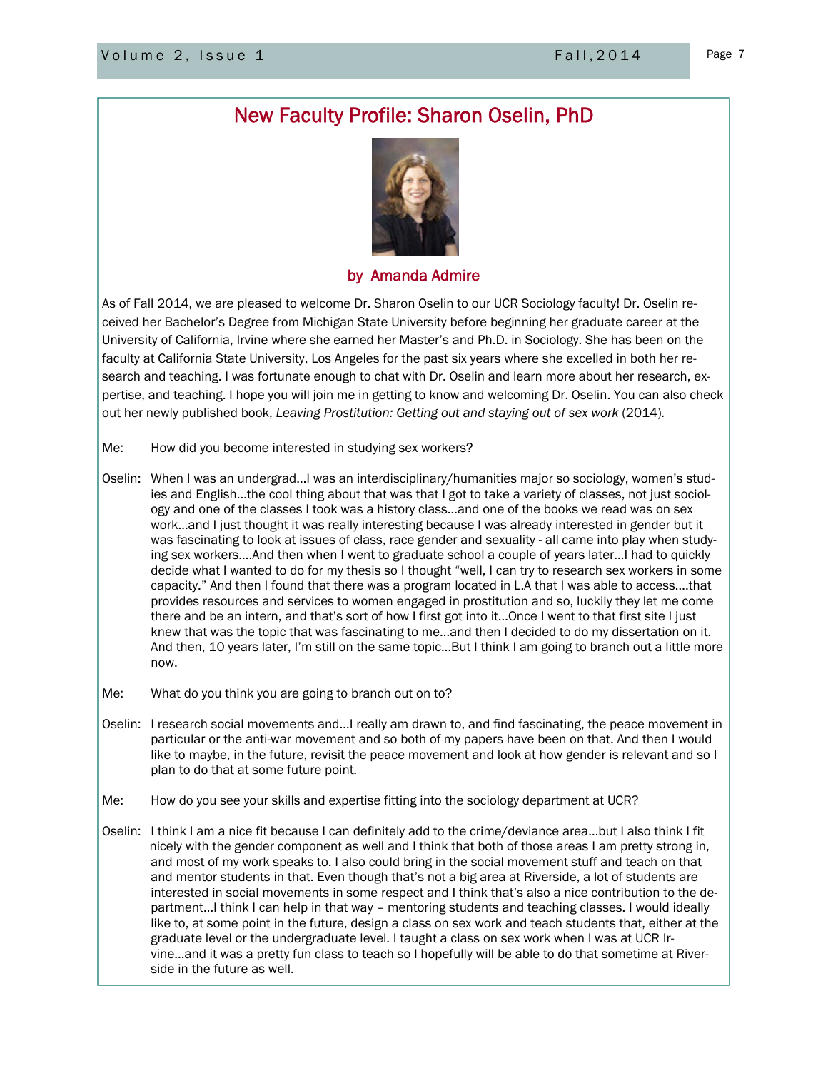## New Faculty Profile: Sharon Oselin, PhD

by Amanda Admire

As of Fall 2014, we are pleased to welcome Dr. Sharon Oselin to our UCR Sociology faculty! Dr. Oselin received her Bachelor's Degree from Michigan State University before beginning her graduate career at the University of California, Irvine where she earned her Master's and Ph.D. in Sociology. She has been on the faculty at California State University, Los Angeles for the past six years where she excelled in both her research and teaching. I was fortunate enough to chat with Dr. Oselin and learn more about her research, expertise, and teaching. I hope you will join me in getting to know and welcoming Dr. Oselin. You can also check out her newly published book, *Leaving Prostitution: Getting out and staying out of sex work* (2014).

Me: How did you become interested in studying sex workers?

Oselin: When I was an undergrad…I was an interdisciplinary/humanities major so sociology, women's studies and English…the cool thing about that was that I got to take a variety of classes, not just sociology and one of the classes I took was a history class…and one of the books we read was on sex work…and I just thought it was really interesting because I was already interested in gender but it was fascinating to look at issues of class, race gender and sexuality - all came into play when studying sex workers….And then when I went to graduate school a couple of years later…I had to quickly decide what I wanted to do for my thesis so I thought "well, I can try to research sex workers in some capacity." And then I found that there was a program located in L.A that I was able to access….that provides resources and services to women engaged in prostitution and so, luckily they let me come there and be an intern, and that's sort of how I first got into it…Once I went to that first site I just knew that was the topic that was fascinating to me…and then I decided to do my dissertation on it. And then, 10 years later, I'm still on the same topic…But I think I am going to branch out a little more now.

Me: What do you think you are going to branch out on to?

Oselin: I research social movements and…I really am drawn to, and find fascinating, the peace movement in particular or the anti-war movement and so both of my papers have been on that. And then I would like to maybe, in the future, revisit the peace movement and look at how gender is relevant and so I plan to do that at some future point.

Me: How do you see your skills and expertise fitting into the sociology department at UCR?

Oselin: I think I am a nice fit because I can definitely add to the crime/deviance area…but I also think I fit nicely with the gender component as well and I think that both of those areas I am pretty strong in, and most of my work speaks to. I also could bring in the social movement stuff and teach on that and mentor students in that. Even though that's not a big area at Riverside, a lot of students are interested in social movements in some respect and I think that's also a nice contribution to the department…I think I can help in that way – mentoring students and teaching classes. I would ideally like to, at some point in the future, design a class on sex work and teach students that, either at the graduate level or the undergraduate level. I taught a class on sex work when I was at UCR Irvine…and it was a pretty fun class to teach so I hopefully will be able to do that sometime at Riverside in the future as well.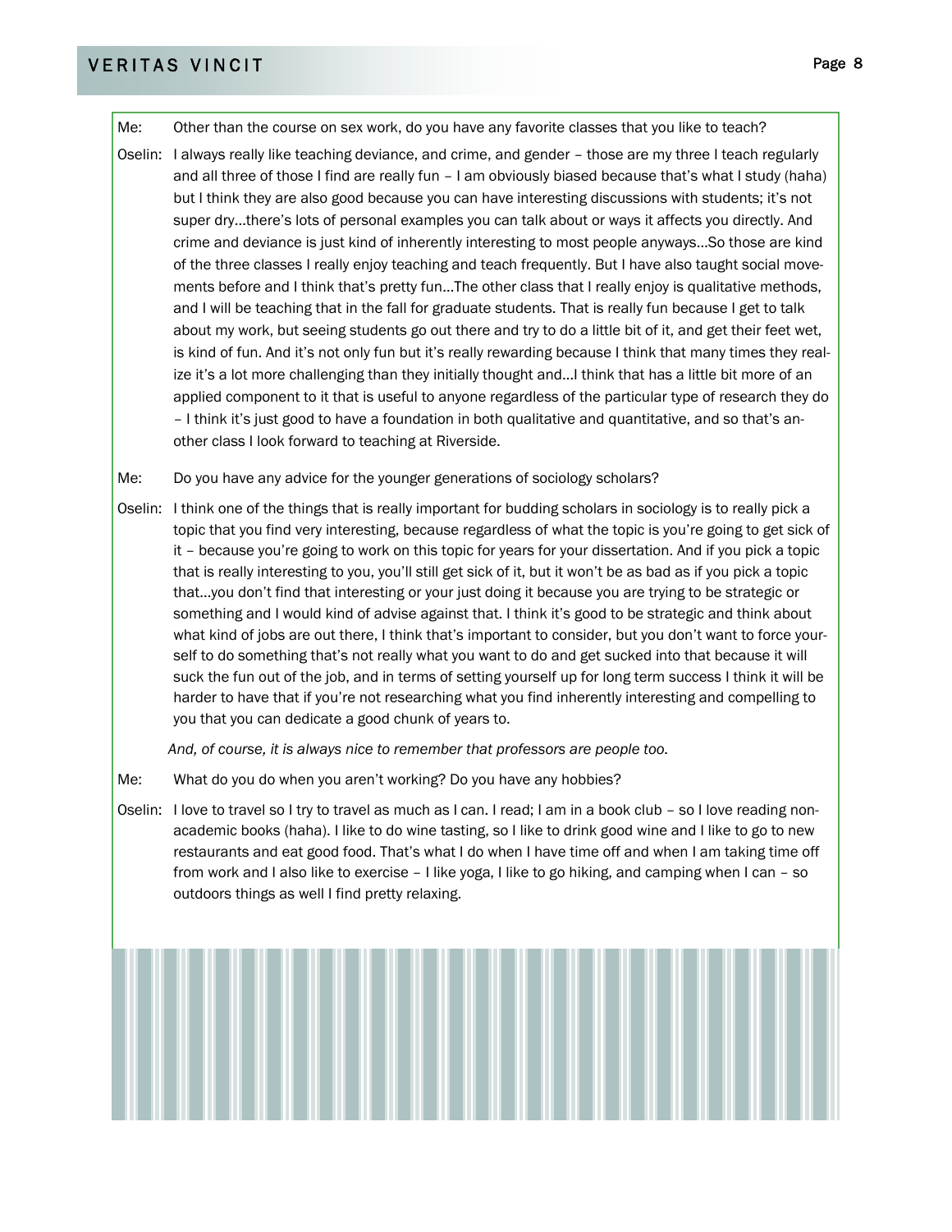Me: Other than the course on sex work, do you have any favorite classes that you like to teach?

Oselin: I always really like teaching deviance, and crime, and gender – those are my three I teach regularly and all three of those I find are really fun – I am obviously biased because that's what I study (haha) but I think they are also good because you can have interesting discussions with students; it's not super dry…there's lots of personal examples you can talk about or ways it affects you directly. And crime and deviance is just kind of inherently interesting to most people anyways…So those are kind of the three classes I really enjoy teaching and teach frequently. But I have also taught social movements before and I think that's pretty fun…The other class that I really enjoy is qualitative methods, and I will be teaching that in the fall for graduate students. That is really fun because I get to talk about my work, but seeing students go out there and try to do a little bit of it, and get their feet wet, is kind of fun. And it's not only fun but it's really rewarding because I think that many times they realize it's a lot more challenging than they initially thought and…I think that has a little bit more of an applied component to it that is useful to anyone regardless of the particular type of research they do – I think it's just good to have a foundation in both qualitative and quantitative, and so that's another class I look forward to teaching at Riverside.

Me: Do you have any advice for the younger generations of sociology scholars?

Oselin: I think one of the things that is really important for budding scholars in sociology is to really pick a topic that you find very interesting, because regardless of what the topic is you're going to get sick of it – because you're going to work on this topic for years for your dissertation. And if you pick a topic that is really interesting to you, you'll still get sick of it, but it won't be as bad as if you pick a topic that…you don't find that interesting or your just doing it because you are trying to be strategic or something and I would kind of advise against that. I think it's good to be strategic and think about what kind of jobs are out there, I think that's important to consider, but you don't want to force yourself to do something that's not really what you want to do and get sucked into that because it will suck the fun out of the job, and in terms of setting yourself up for long term success I think it will be harder to have that if you're not researching what you find inherently interesting and compelling to you that you can dedicate a good chunk of years to.

*And, of course, it is always nice to remember that professors are people too.*

Me: What do you do when you aren't working? Do you have any hobbies?

Oselin: I love to travel so I try to travel as much as I can. I read; I am in a book club – so I love reading non-academic books (haha). I like to do wine tasting, so I like to drink good wine and I like to go to new restaurants and eat good food. That's what I do when I have time off and when I am taking time off from work and I also like to exercise – I like yoga, I like to go hiking, and camping when I can – so outdoors things as well I find pretty relaxing.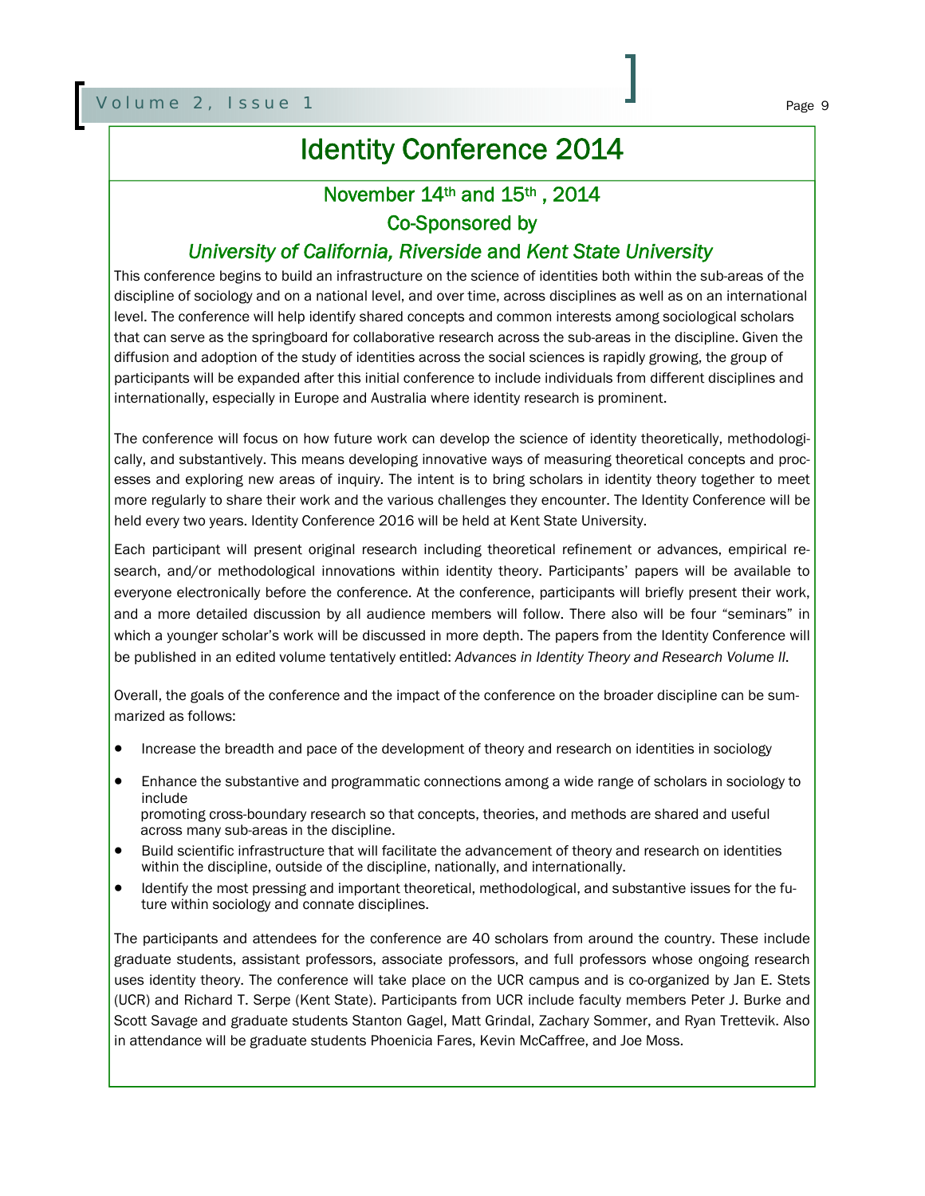# Identity Conference 2014

## November 14th and 15th , 2014

## Co-Sponsored by

## *University of California, Riverside* and *Kent State University*

This conference begins to build an infrastructure on the science of identities both within the sub-areas of the discipline of sociology and on a national level, and over time, across disciplines as well as on an international level. The conference will help identify shared concepts and common interests among sociological scholars that can serve as the springboard for collaborative research across the sub-areas in the discipline. Given the diffusion and adoption of the study of identities across the social sciences is rapidly growing, the group of participants will be expanded after this initial conference to include individuals from different disciplines and internationally, especially in Europe and Australia where identity research is prominent.

The conference will focus on how future work can develop the science of identity theoretically, methodologically, and substantively. This means developing innovative ways of measuring theoretical concepts and processes and exploring new areas of inquiry. The intent is to bring scholars in identity theory together to meet more regularly to share their work and the various challenges they encounter. The Identity Conference will be held every two years. Identity Conference 2016 will be held at Kent State University.

Each participant will present original research including theoretical refinement or advances, empirical research, and/or methodological innovations within identity theory. Participants' papers will be available to everyone electronically before the conference. At the conference, participants will briefly present their work, and a more detailed discussion by all audience members will follow. There also will be four "seminars" in which a younger scholar's work will be discussed in more depth. The papers from the Identity Conference will be published in an edited volume tentatively entitled: *Advances in Identity Theory and Research Volume II*.

Overall, the goals of the conference and the impact of the conference on the broader discipline can be summarized as follows:

- Increase the breadth and pace of the development of theory and research on identities in sociology
- Enhance the substantive and programmatic connections among a wide range of scholars in sociology to include promoting cross-boundary research so that concepts, theories, and methods are shared and useful across many sub-areas in the discipline.
- Build scientific infrastructure that will facilitate the advancement of theory and research on identities within the discipline, outside of the discipline, nationally, and internationally.
- Identify the most pressing and important theoretical, methodological, and substantive issues for the future within sociology and connate disciplines.

The participants and attendees for the conference are 40 scholars from around the country. These include graduate students, assistant professors, associate professors, and full professors whose ongoing research uses identity theory. The conference will take place on the UCR campus and is co-organized by Jan E. Stets (UCR) and Richard T. Serpe (Kent State). Participants from UCR include faculty members Peter J. Burke and Scott Savage and graduate students Stanton Gagel, Matt Grindal, Zachary Sommer, and Ryan Trettevik. Also in attendance will be graduate students Phoenicia Fares, Kevin McCaffree, and Joe Moss.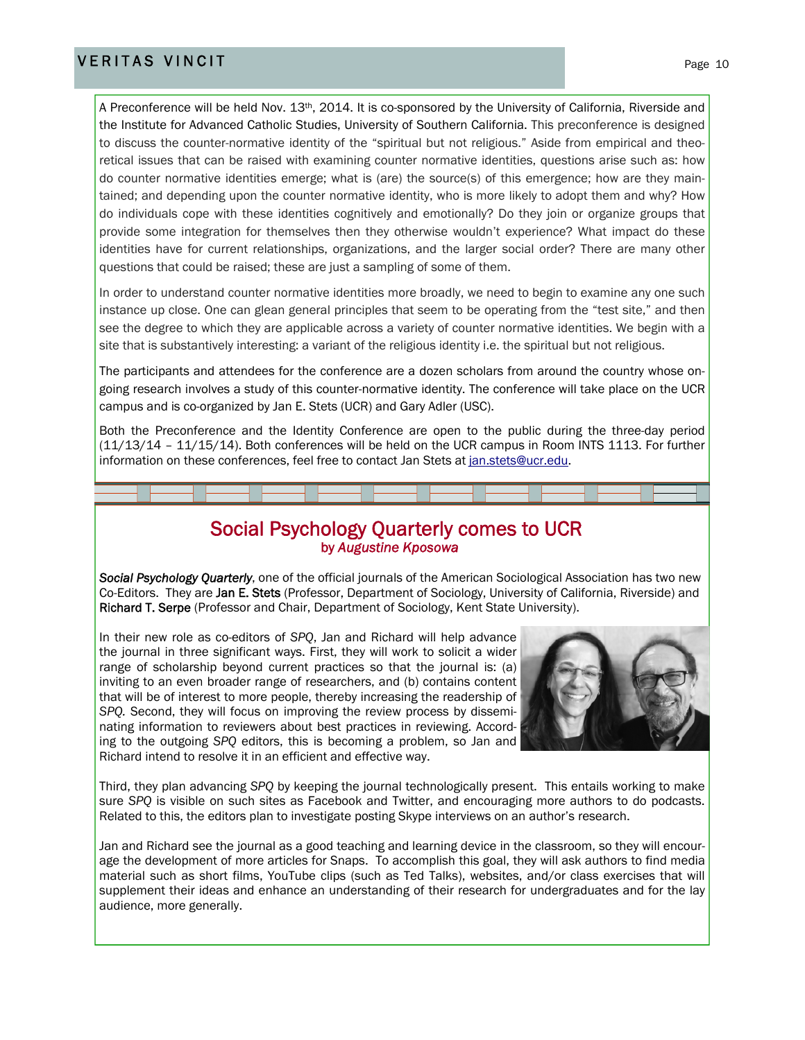A Preconference will be held Nov. 13th, 2014. It is co-sponsored by the University of California, Riverside and the Institute for Advanced Catholic Studies, University of Southern California. This preconference is designed to discuss the counter-normative identity of the "spiritual but not religious." Aside from empirical and theoretical issues that can be raised with examining counter normative identities, questions arise such as: how do counter normative identities emerge; what is (are) the source(s) of this emergence; how are they maintained; and depending upon the counter normative identity, who is more likely to adopt them and why? How do individuals cope with these identities cognitively and emotionally? Do they join or organize groups that provide some integration for themselves then they otherwise wouldn't experience? What impact do these identities have for current relationships, organizations, and the larger social order? There are many other questions that could be raised; these are just a sampling of some of them.

In order to understand counter normative identities more broadly, we need to begin to examine any one such instance up close. One can glean general principles that seem to be operating from the "test site," and then see the degree to which they are applicable across a variety of counter normative identities. We begin with a site that is substantively interesting: a variant of the religious identity i.e. the spiritual but not religious.

The participants and attendees for the conference are a dozen scholars from around the country whose ongoing research involves a study of this counter-normative identity. The conference will take place on the UCR campus and is co-organized by Jan E. Stets (UCR) and Gary Adler (USC).

Both the Preconference and the Identity Conference are open to the public during the three-day period (11/13/14 – 11/15/14). Both conferences will be held on the UCR campus in Room INTS 1113. For further information on these conferences, feel free to contact Jan Stets at jan.stets@ucr.edu.

## Social Psychology Quarterly comes to UCR

by *Augustine Kposowa*

*Social Psychology Quarterly*, one of the official journals of the American Sociological Association has two new Co-Editors. They are **Jan E. Stets** (Professor, Department of Sociology, University of California, Riverside) and **Richard T. Serpe** (Professor and Chair, Department of Sociology, Kent State University).

In their new role as co-editors of *SPQ*, Jan and Richard will help advance the journal in three significant ways. First, they will work to solicit a wider range of scholarship beyond current practices so that the journal is: (a) inviting to an even broader range of researchers, and (b) contains content that will be of interest to more people, thereby increasing the readership of *SPQ*. Second, they will focus on improving the review process by disseminating information to reviewers about best practices in reviewing. According to the outgoing *SPQ* editors, this is becoming a problem, so Jan and Richard intend to resolve it in an efficient and effective way.

Third, they plan advancing *SPQ* by keeping the journal technologically present. This entails working to make sure *SPQ* is visible on such sites as Facebook and Twitter, and encouraging more authors to do podcasts. Related to this, the editors plan to investigate posting Skype interviews on an author's research.

Jan and Richard see the journal as a good teaching and learning device in the classroom, so they will encourage the development of more articles for Snaps. To accomplish this goal, they will ask authors to find media material such as short films, YouTube clips (such as Ted Talks), websites, and/or class exercises that will supplement their ideas and enhance an understanding of their research for undergraduates and for the lay audience, more generally.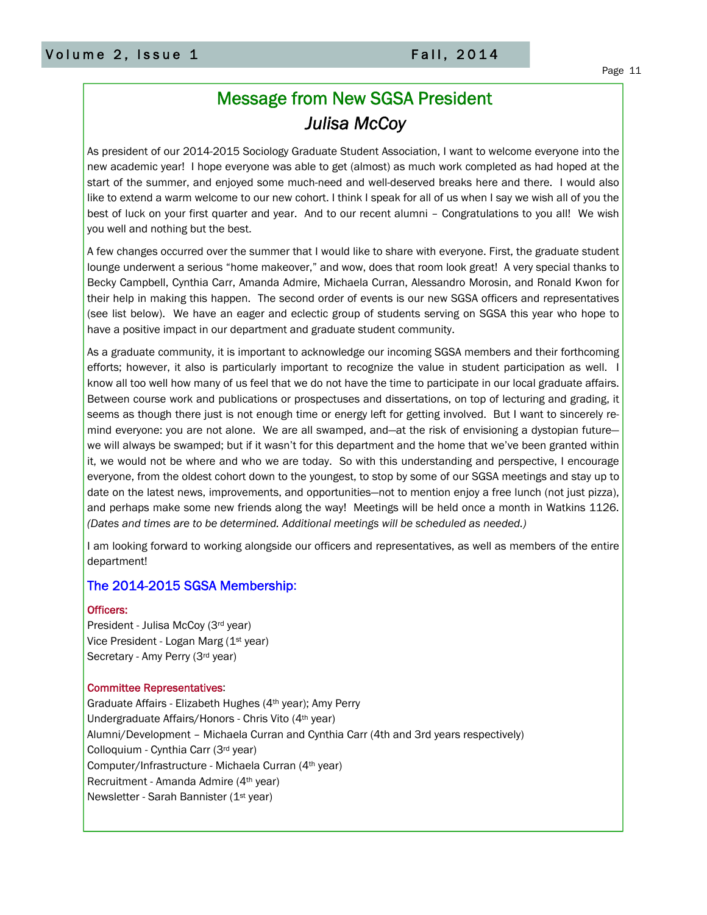## Message from New SGSA President
### *Julisa McCoy*

As president of our 2014-2015 Sociology Graduate Student Association, I want to welcome everyone into the new academic year! I hope everyone was able to get (almost) as much work completed as had hoped at the start of the summer, and enjoyed some much-need and well-deserved breaks here and there. I would also like to extend a warm welcome to our new cohort. I think I speak for all of us when I say we wish all of you the best of luck on your first quarter and year. And to our recent alumni – Congratulations to you all! We wish you well and nothing but the best.

A few changes occurred over the summer that I would like to share with everyone. First, the graduate student lounge underwent a serious "home makeover," and wow, does that room look great! A very special thanks to Becky Campbell, Cynthia Carr, Amanda Admire, Michaela Curran, Alessandro Morosin, and Ronald Kwon for their help in making this happen. The second order of events is our new SGSA officers and representatives (see list below). We have an eager and eclectic group of students serving on SGSA this year who hope to have a positive impact in our department and graduate student community.

As a graduate community, it is important to acknowledge our incoming SGSA members and their forthcoming efforts; however, it also is particularly important to recognize the value in student participation as well. I know all too well how many of us feel that we do not have the time to participate in our local graduate affairs. Between course work and publications or prospectuses and dissertations, on top of lecturing and grading, it seems as though there just is not enough time or energy left for getting involved. But I want to sincerely remind everyone: you are not alone. We are all swamped, and—at the risk of envisioning a dystopian future—we will always be swamped; but if it wasn't for this department and the home that we've been granted within it, we would not be where and who we are today. So with this understanding and perspective, I encourage everyone, from the oldest cohort down to the youngest, to stop by some of our SGSA meetings and stay up to date on the latest news, improvements, and opportunities—not to mention enjoy a free lunch (not just pizza), and perhaps make some new friends along the way! Meetings will be held once a month in Watkins 1126. *(Dates and times are to be determined. Additional meetings will be scheduled as needed.)*

I am looking forward to working alongside our officers and representatives, as well as members of the entire department!

### The 2014-2015 SGSA Membership:

**Officers:**

President - Julisa McCoy (3rd year)
Vice President - Logan Marg (1st year)
Secretary - Amy Perry (3rd year)

**Committee Representatives:**

Graduate Affairs - Elizabeth Hughes (4th year); Amy Perry
Undergraduate Affairs/Honors - Chris Vito (4th year)
Alumni/Development – Michaela Curran and Cynthia Carr (4th and 3rd years respectively)
Colloquium - Cynthia Carr (3rd year)
Computer/Infrastructure - Michaela Curran (4th year)
Recruitment - Amanda Admire (4th year)
Newsletter - Sarah Bannister (1st year)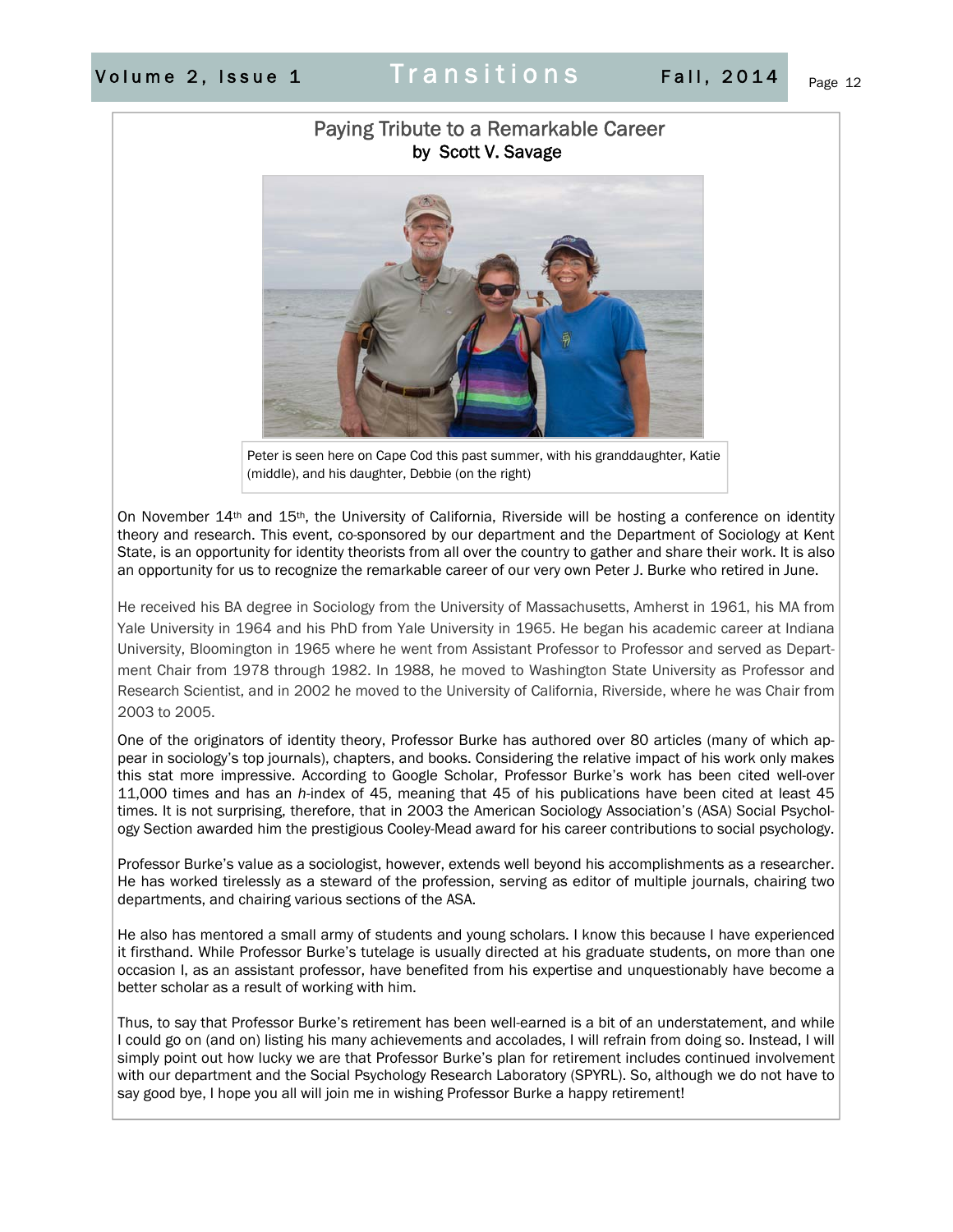# Paying Tribute to a Remarkable Career

**by Scott V. Savage**

Peter is seen here on Cape Cod this past summer, with his granddaughter, Katie (middle), and his daughter, Debbie (on the right)

On November 14th and 15th, the University of California, Riverside will be hosting a conference on identity theory and research. This event, co-sponsored by our department and the Department of Sociology at Kent State, is an opportunity for identity theorists from all over the country to gather and share their work. It is also an opportunity for us to recognize the remarkable career of our very own Peter J. Burke who retired in June.

He received his BA degree in Sociology from the University of Massachusetts, Amherst in 1961, his MA from Yale University in 1964 and his PhD from Yale University in 1965. He began his academic career at Indiana University, Bloomington in 1965 where he went from Assistant Professor to Professor and served as Department Chair from 1978 through 1982. In 1988, he moved to Washington State University as Professor and Research Scientist, and in 2002 he moved to the University of California, Riverside, where he was Chair from 2003 to 2005.

One of the originators of identity theory, Professor Burke has authored over 80 articles (many of which appear in sociology's top journals), chapters, and books. Considering the relative impact of his work only makes this stat more impressive. According to Google Scholar, Professor Burke's work has been cited well-over 11,000 times and has an *h*-index of 45, meaning that 45 of his publications have been cited at least 45 times. It is not surprising, therefore, that in 2003 the American Sociology Association's (ASA) Social Psychology Section awarded him the prestigious Cooley-Mead award for his career contributions to social psychology.

Professor Burke's value as a sociologist, however, extends well beyond his accomplishments as a researcher. He has worked tirelessly as a steward of the profession, serving as editor of multiple journals, chairing two departments, and chairing various sections of the ASA.

He also has mentored a small army of students and young scholars. I know this because I have experienced it firsthand. While Professor Burke's tutelage is usually directed at his graduate students, on more than one occasion I, as an assistant professor, have benefited from his expertise and unquestionably have become a better scholar as a result of working with him.

Thus, to say that Professor Burke's retirement has been well-earned is a bit of an understatement, and while I could go on (and on) listing his many achievements and accolades, I will refrain from doing so. Instead, I will simply point out how lucky we are that Professor Burke's plan for retirement includes continued involvement with our department and the Social Psychology Research Laboratory (SPYRL). So, although we do not have to say good bye, I hope you all will join me in wishing Professor Burke a happy retirement!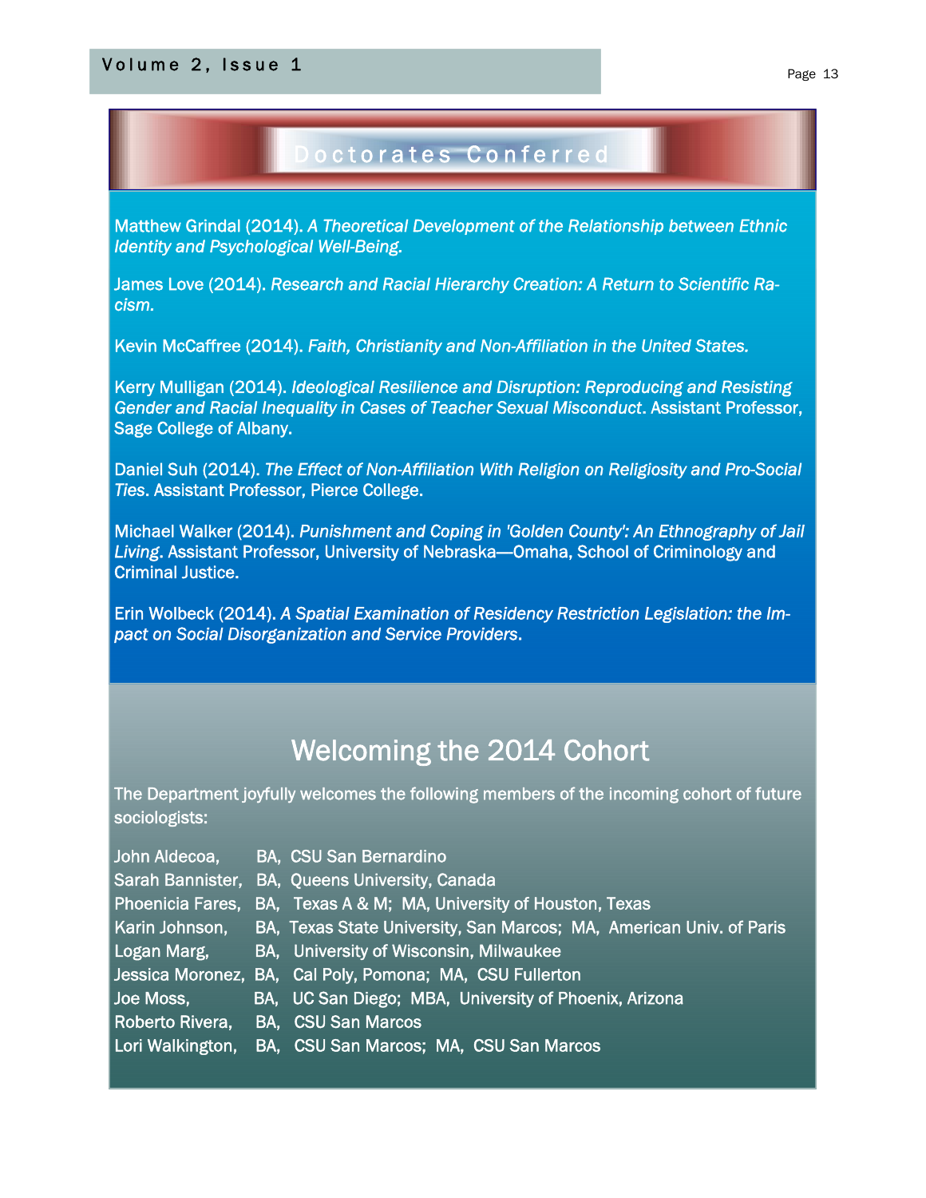## Doctorates Conferred

Matthew Grindal (2014). *A Theoretical Development of the Relationship between Ethnic Identity and Psychological Well-Being.*

James Love (2014). *Research and Racial Hierarchy Creation: A Return to Scientific Racism.*

Kevin McCaffree (2014). *Faith, Christianity and Non-Affiliation in the United States.*

Kerry Mulligan (2014). *Ideological Resilience and Disruption: Reproducing and Resisting Gender and Racial Inequality in Cases of Teacher Sexual Misconduct*. Assistant Professor, Sage College of Albany.

Daniel Suh (2014). *The Effect of Non-Affiliation With Religion on Religiosity and Pro-Social Ties*. Assistant Professor, Pierce College.

Michael Walker (2014). *Punishment and Coping in 'Golden County': An Ethnography of Jail Living*. Assistant Professor, University of Nebraska—Omaha, School of Criminology and Criminal Justice.

Erin Wolbeck (2014). *A Spatial Examination of Residency Restriction Legislation: the Impact on Social Disorganization and Service Providers*.

## Welcoming the 2014 Cohort

The Department joyfully welcomes the following members of the incoming cohort of future sociologists:

John Aldecoa, BA, CSU San Bernardino
Sarah Bannister, BA, Queens University, Canada
Phoenicia Fares, BA, Texas A & M; MA, University of Houston, Texas
Karin Johnson, BA, Texas State University, San Marcos; MA, American Univ. of Paris
Logan Marg, BA, University of Wisconsin, Milwaukee
Jessica Moronez, BA, Cal Poly, Pomona; MA, CSU Fullerton
Joe Moss, BA, UC San Diego; MBA, University of Phoenix, Arizona
Roberto Rivera, BA, CSU San Marcos
Lori Walkington, BA, CSU San Marcos; MA, CSU San Marcos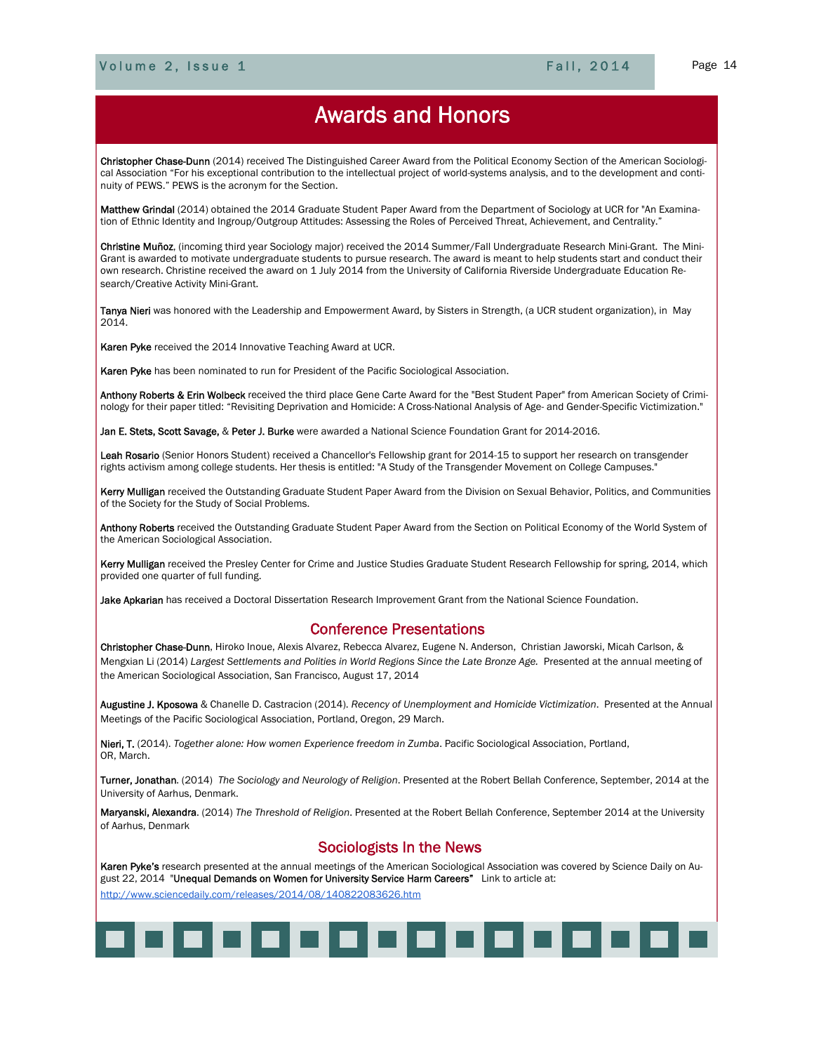# Awards and Honors

**Christopher Chase-Dunn** (2014) received The Distinguished Career Award from the Political Economy Section of the American Sociological Association "For his exceptional contribution to the intellectual project of world-systems analysis, and to the development and continuity of PEWS." PEWS is the acronym for the Section.

**Matthew Grindal** (2014) obtained the 2014 Graduate Student Paper Award from the Department of Sociology at UCR for "An Examination of Ethnic Identity and Ingroup/Outgroup Attitudes: Assessing the Roles of Perceived Threat, Achievement, and Centrality."

**Christine Muñoz**, (incoming third year Sociology major) received the 2014 Summer/Fall Undergraduate Research Mini-Grant. The Mini-Grant is awarded to motivate undergraduate students to pursue research. The award is meant to help students start and conduct their own research. Christine received the award on 1 July 2014 from the University of California Riverside Undergraduate Education Research/Creative Activity Mini-Grant.

**Tanya Nieri** was honored with the Leadership and Empowerment Award, by Sisters in Strength, (a UCR student organization), in May 2014.

**Karen Pyke** received the 2014 Innovative Teaching Award at UCR.

**Karen Pyke** has been nominated to run for President of the Pacific Sociological Association.

**Anthony Roberts & Erin Wolbeck** received the third place Gene Carte Award for the "Best Student Paper" from American Society of Criminology for their paper titled: "Revisiting Deprivation and Homicide: A Cross-National Analysis of Age- and Gender-Specific Victimization."

**Jan E. Stets, Scott Savage,** & **Peter J. Burke** were awarded a National Science Foundation Grant for 2014-2016.

**Leah Rosario** (Senior Honors Student) received a Chancellor's Fellowship grant for 2014-15 to support her research on transgender rights activism among college students. Her thesis is entitled: "A Study of the Transgender Movement on College Campuses."

**Kerry Mulligan** received the Outstanding Graduate Student Paper Award from the Division on Sexual Behavior, Politics, and Communities of the Society for the Study of Social Problems.

**Anthony Roberts** received the Outstanding Graduate Student Paper Award from the Section on Political Economy of the World System of the American Sociological Association.

**Kerry Mulligan** received the Presley Center for Crime and Justice Studies Graduate Student Research Fellowship for spring, 2014, which provided one quarter of full funding.

**Jake Apkarian** has received a Doctoral Dissertation Research Improvement Grant from the National Science Foundation.

## Conference Presentations

**Christopher Chase-Dunn**, Hiroko Inoue, Alexis Alvarez, Rebecca Alvarez, Eugene N. Anderson, Christian Jaworski, Micah Carlson, & Mengxian Li (2014) *Largest Settlements and Polities in World Regions Since the Late Bronze Age.* Presented at the annual meeting of the American Sociological Association, San Francisco, August 17, 2014

**Augustine J. Kposowa** & Chanelle D. Castracion (2014). *Recency of Unemployment and Homicide Victimization*. Presented at the Annual Meetings of the Pacific Sociological Association, Portland, Oregon, 29 March.

**Nieri, T.** (2014). *Together alone: How women Experience freedom in Zumba*. Pacific Sociological Association, Portland, OR, March.

**Turner, Jonathan**. (2014) *The Sociology and Neurology of Religion*. Presented at the Robert Bellah Conference, September, 2014 at the University of Aarhus, Denmark.

**Maryanski, Alexandra**. (2014) *The Threshold of Religion*. Presented at the Robert Bellah Conference, September 2014 at the University of Aarhus, Denmark

## Sociologists In the News

**Karen Pyke's** research presented at the annual meetings of the American Sociological Association was covered by Science Daily on August 22, 2014 "**Unequal Demands on Women for University Service Harm Careers"** Link to article at:

http://www.sciencedaily.com/releases/2014/08/140822083626.htm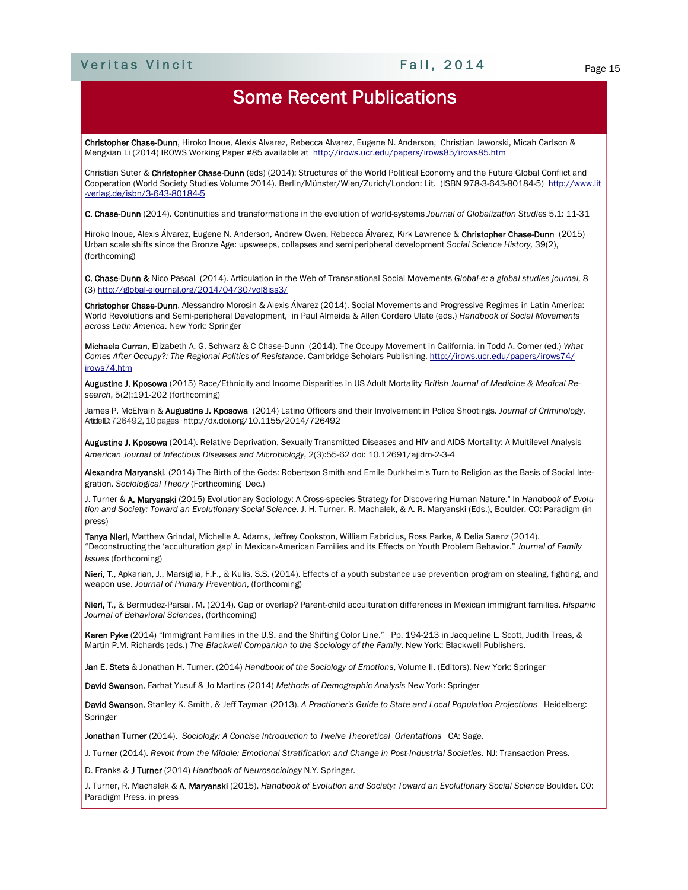# Some Recent Publications

**Christopher Chase-Dunn**, Hiroko Inoue, Alexis Alvarez, Rebecca Alvarez, Eugene N. Anderson, Christian Jaworski, Micah Carlson & Mengxian Li (2014) IROWS Working Paper #85 available at http://irows.ucr.edu/papers/irows85/irows85.htm

Christian Suter & **Christopher Chase-Dunn** (eds) (2014): Structures of the World Political Economy and the Future Global Conflict and Cooperation (World Society Studies Volume 2014). Berlin/Münster/Wien/Zurich/London: Lit. (ISBN 978-3-643-80184-5) http://www.lit-verlag.de/isbn/3-643-80184-5

**C. Chase-Dunn** (2014). Continuities and transformations in the evolution of world-systems *Journal of Globalization Studies* 5,1: 11-31

Hiroko Inoue, Alexis Álvarez, Eugene N. Anderson, Andrew Owen, Rebecca Álvarez, Kirk Lawrence & **Christopher Chase-Dunn** (2015) Urban scale shifts since the Bronze Age: upsweeps, collapses and semiperipheral development *Social Science History,* 39(2), (forthcoming)

**C. Chase-Dunn &** Nico Pascal (2014). Articulation in the Web of Transnational Social Movements *Global-e: a global studies journal,* 8 (3) http://global-ejournal.org/2014/04/30/vol8iss3/

**Christopher Chase-Dunn**, Alessandro Morosin & Alexis Álvarez (2014). Social Movements and Progressive Regimes in Latin America: World Revolutions and Semi-peripheral Development, in Paul Almeida & Allen Cordero Ulate (eds.) *Handbook of Social Movements across Latin America*. New York: Springer

**Michaela Curran**, Elizabeth A. G. Schwarz & C Chase-Dunn (2014). The Occupy Movement in California, in Todd A. Comer (ed.) *What Comes After Occupy?: The Regional Politics of Resistance*. Cambridge Scholars Publishing. http://irows.ucr.edu/papers/irows74/irows74.htm

**Augustine J. Kposowa** (2015) Race/Ethnicity and Income Disparities in US Adult Mortality *British Journal of Medicine & Medical Research*, 5(2):191-202 (forthcoming)

James P. McElvain & **Augustine J. Kposowa** (2014) Latino Officers and their Involvement in Police Shootings. *Journal of Criminology*, Article ID:726492, 10 pages http://dx.doi.org/10.1155/2014/726492

**Augustine J. Kposowa** (2014). Relative Deprivation, Sexually Transmitted Diseases and HIV and AIDS Mortality: A Multilevel Analysis *American Journal of Infectious Diseases and Microbiology*, 2(3):55-62 doi: 10.12691/ajidm-2-3-4

**Alexandra Maryanski**. (2014) The Birth of the Gods: Robertson Smith and Emile Durkheim's Turn to Religion as the Basis of Social Integration. *Sociological Theory* (Forthcoming Dec.)

J. Turner & **A. Maryanski** (2015) Evolutionary Sociology: A Cross-species Strategy for Discovering Human Nature." In *Handbook of Evolution and Society: Toward an Evolutionary Social Science.* J. H. Turner, R. Machalek, & A. R. Maryanski (Eds.), Boulder, CO: Paradigm (in press)

**Tanya Nieri**, Matthew Grindal, Michelle A. Adams, Jeffrey Cookston, William Fabricius, Ross Parke, & Delia Saenz (2014). "Deconstructing the 'acculturation gap' in Mexican-American Families and its Effects on Youth Problem Behavior." *Journal of Family Issues* (forthcoming)

**Nieri, T.**, Apkarian, J., Marsiglia, F.F., & Kulis, S.S. (2014). Effects of a youth substance use prevention program on stealing, fighting, and weapon use. *Journal of Primary Prevention*, (forthcoming)

**Nieri, T.**, & Bermudez-Parsai, M. (2014). Gap or overlap? Parent-child acculturation differences in Mexican immigrant families. *Hispanic Journal of Behavioral Sciences*, (forthcoming)

**Karen Pyke** (2014) "Immigrant Families in the U.S. and the Shifting Color Line." Pp. 194-213 in Jacqueline L. Scott, Judith Treas, & Martin P.M. Richards (eds.) *The Blackwell Companion to the Sociology of the Family*. New York: Blackwell Publishers.

**Jan E. Stets** & Jonathan H. Turner. (2014) *Handbook of the Sociology of Emotions*, Volume II. (Editors). New York: Springer

**David Swanson**, Farhat Yusuf & Jo Martins (2014) *Methods of Demographic Analysis* New York: Springer

**David Swanson**, Stanley K. Smith, & Jeff Tayman (2013). *A Practioner's Guide to State and Local Population Projections* Heidelberg: Springer

**Jonathan Turner** (2014). *Sociology: A Concise Introduction to Twelve Theoretical Orientations* CA: Sage.

**J. Turner** (2014). *Revolt from the Middle: Emotional Stratification and Change in Post-Industrial Societies.* NJ: Transaction Press.

D. Franks & **J Turner** (2014) *Handbook of Neurosociology* N.Y. Springer.

J. Turner, R. Machalek & **A. Maryanski** (2015). *Handbook of Evolution and Society: Toward an Evolutionary Social Science* Boulder. CO: Paradigm Press, in press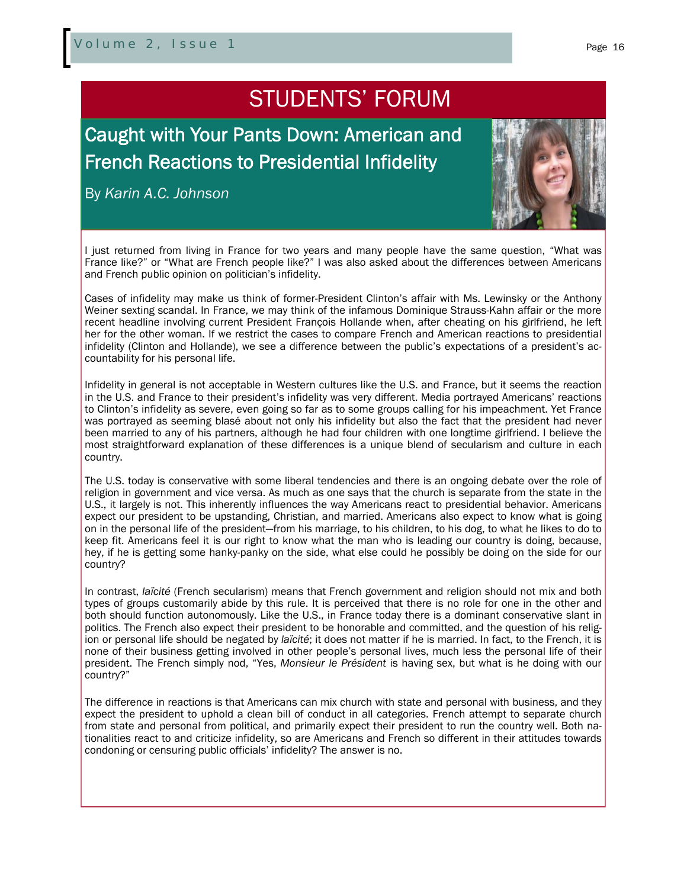# STUDENTS' FORUM

## Caught with Your Pants Down: American and French Reactions to Presidential Infidelity

By *Karin A.C. Johnson*

I just returned from living in France for two years and many people have the same question, "What was France like?" or "What are French people like?" I was also asked about the differences between Americans and French public opinion on politician's infidelity.

Cases of infidelity may make us think of former-President Clinton's affair with Ms. Lewinsky or the Anthony Weiner sexting scandal. In France, we may think of the infamous Dominique Strauss-Kahn affair or the more recent headline involving current President François Hollande when, after cheating on his girlfriend, he left her for the other woman. If we restrict the cases to compare French and American reactions to presidential infidelity (Clinton and Hollande), we see a difference between the public's expectations of a president's accountability for his personal life.

Infidelity in general is not acceptable in Western cultures like the U.S. and France, but it seems the reaction in the U.S. and France to their president's infidelity was very different. Media portrayed Americans' reactions to Clinton's infidelity as severe, even going so far as to some groups calling for his impeachment. Yet France was portrayed as seeming blasé about not only his infidelity but also the fact that the president had never been married to any of his partners, although he had four children with one longtime girlfriend. I believe the most straightforward explanation of these differences is a unique blend of secularism and culture in each country.

The U.S. today is conservative with some liberal tendencies and there is an ongoing debate over the role of religion in government and vice versa. As much as one says that the church is separate from the state in the U.S., it largely is not. This inherently influences the way Americans react to presidential behavior. Americans expect our president to be upstanding, Christian, and married. Americans also expect to know what is going on in the personal life of the president—from his marriage, to his children, to his dog, to what he likes to do to keep fit. Americans feel it is our right to know what the man who is leading our country is doing, because, hey, if he is getting some hanky-panky on the side, what else could he possibly be doing on the side for our country?

In contrast, *laïcité* (French secularism) means that French government and religion should not mix and both types of groups customarily abide by this rule. It is perceived that there is no role for one in the other and both should function autonomously. Like the U.S., in France today there is a dominant conservative slant in politics. The French also expect their president to be honorable and committed, and the question of his religion or personal life should be negated by *laïcité*; it does not matter if he is married. In fact, to the French, it is none of their business getting involved in other people's personal lives, much less the personal life of their president. The French simply nod, "Yes, *Monsieur le Président* is having sex, but what is he doing with our country?"

The difference in reactions is that Americans can mix church with state and personal with business, and they expect the president to uphold a clean bill of conduct in all categories. French attempt to separate church from state and personal from political, and primarily expect their president to run the country well. Both nationalities react to and criticize infidelity, so are Americans and French so different in their attitudes towards condoning or censuring public officials' infidelity? The answer is no.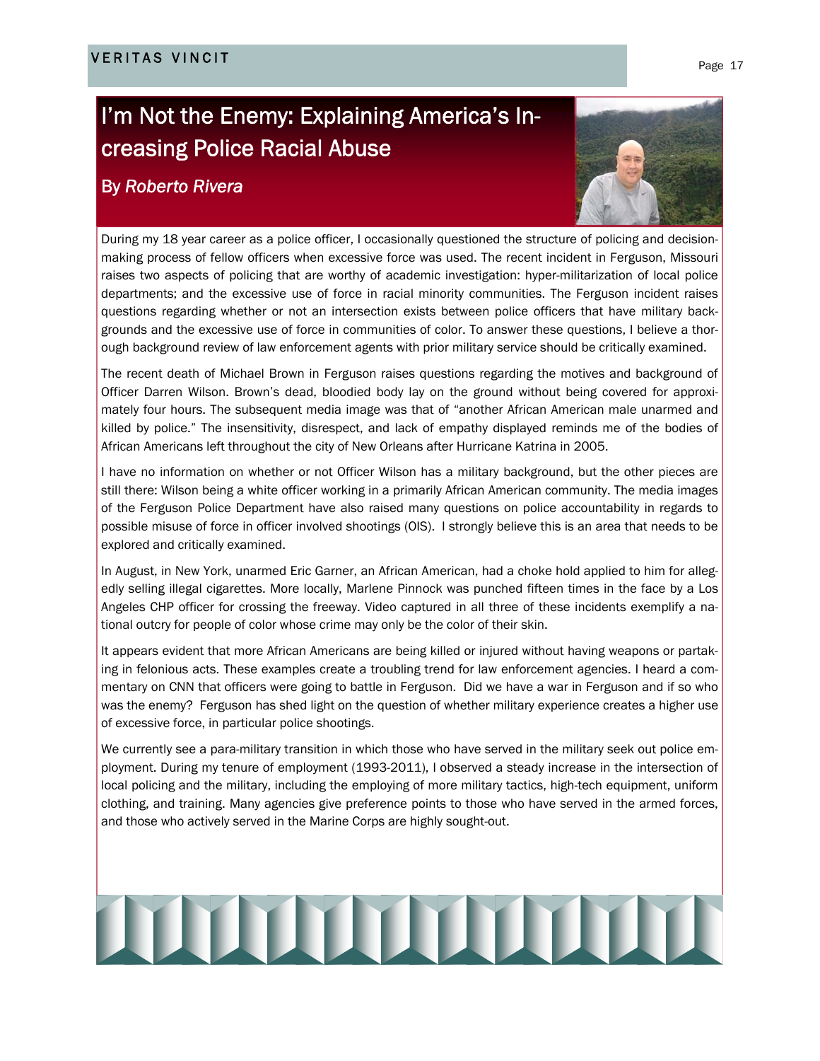# I'm Not the Enemy: Explaining America's Increasing Police Racial Abuse

## By *Roberto Rivera*

During my 18 year career as a police officer, I occasionally questioned the structure of policing and decision-making process of fellow officers when excessive force was used. The recent incident in Ferguson, Missouri raises two aspects of policing that are worthy of academic investigation: hyper-militarization of local police departments; and the excessive use of force in racial minority communities. The Ferguson incident raises questions regarding whether or not an intersection exists between police officers that have military backgrounds and the excessive use of force in communities of color. To answer these questions, I believe a thorough background review of law enforcement agents with prior military service should be critically examined.

The recent death of Michael Brown in Ferguson raises questions regarding the motives and background of Officer Darren Wilson. Brown's dead, bloodied body lay on the ground without being covered for approximately four hours. The subsequent media image was that of "another African American male unarmed and killed by police." The insensitivity, disrespect, and lack of empathy displayed reminds me of the bodies of African Americans left throughout the city of New Orleans after Hurricane Katrina in 2005.

I have no information on whether or not Officer Wilson has a military background, but the other pieces are still there: Wilson being a white officer working in a primarily African American community. The media images of the Ferguson Police Department have also raised many questions on police accountability in regards to possible misuse of force in officer involved shootings (OIS). I strongly believe this is an area that needs to be explored and critically examined.

In August, in New York, unarmed Eric Garner, an African American, had a choke hold applied to him for allegedly selling illegal cigarettes. More locally, Marlene Pinnock was punched fifteen times in the face by a Los Angeles CHP officer for crossing the freeway. Video captured in all three of these incidents exemplify a national outcry for people of color whose crime may only be the color of their skin.

It appears evident that more African Americans are being killed or injured without having weapons or partaking in felonious acts. These examples create a troubling trend for law enforcement agencies. I heard a commentary on CNN that officers were going to battle in Ferguson. Did we have a war in Ferguson and if so who was the enemy? Ferguson has shed light on the question of whether military experience creates a higher use of excessive force, in particular police shootings.

We currently see a para-military transition in which those who have served in the military seek out police employment. During my tenure of employment (1993-2011), I observed a steady increase in the intersection of local policing and the military, including the employing of more military tactics, high-tech equipment, uniform clothing, and training. Many agencies give preference points to those who have served in the armed forces, and those who actively served in the Marine Corps are highly sought-out.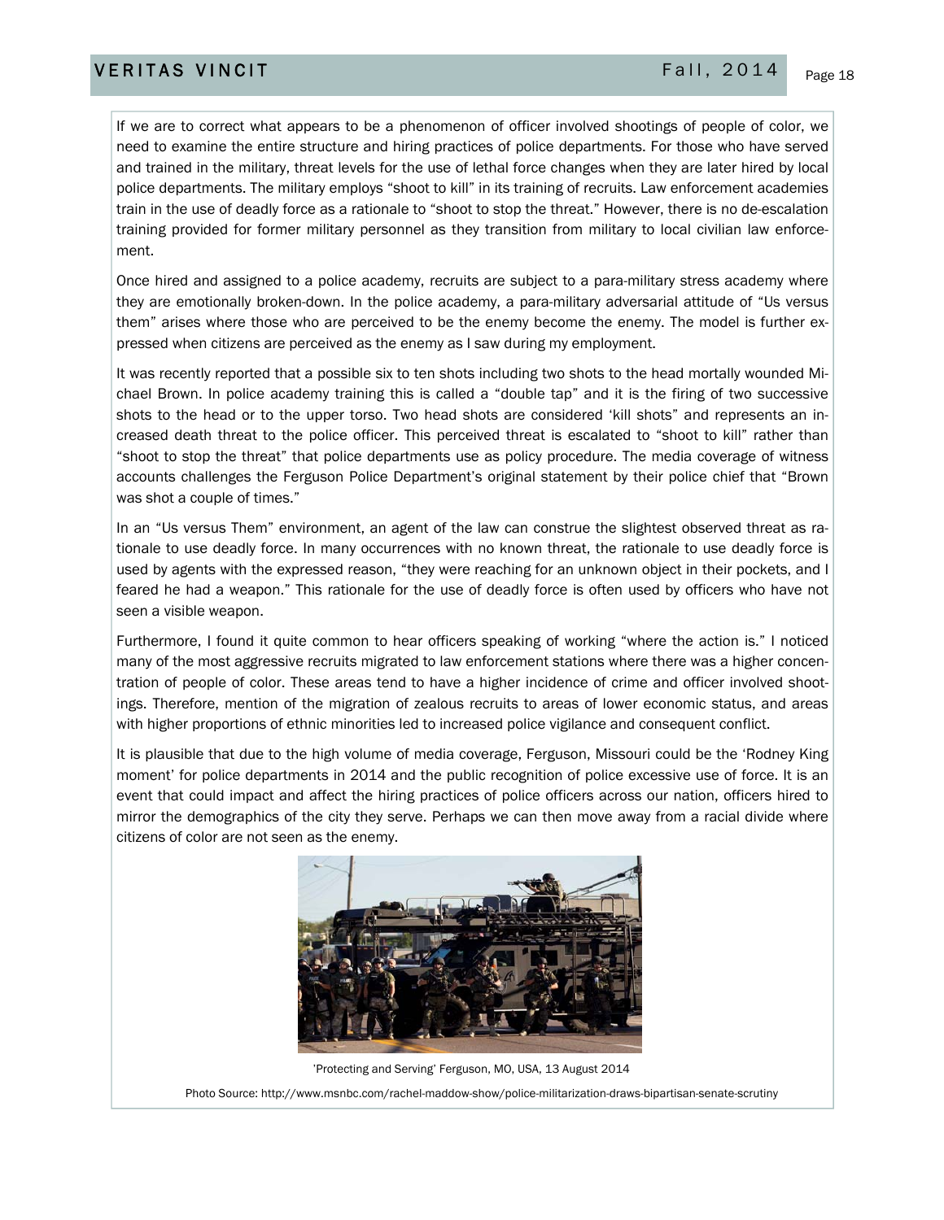If we are to correct what appears to be a phenomenon of officer involved shootings of people of color, we need to examine the entire structure and hiring practices of police departments. For those who have served and trained in the military, threat levels for the use of lethal force changes when they are later hired by local police departments. The military employs "shoot to kill" in its training of recruits. Law enforcement academies train in the use of deadly force as a rationale to "shoot to stop the threat." However, there is no de-escalation training provided for former military personnel as they transition from military to local civilian law enforcement.

Once hired and assigned to a police academy, recruits are subject to a para-military stress academy where they are emotionally broken-down. In the police academy, a para-military adversarial attitude of "Us versus them" arises where those who are perceived to be the enemy become the enemy. The model is further expressed when citizens are perceived as the enemy as I saw during my employment.

It was recently reported that a possible six to ten shots including two shots to the head mortally wounded Michael Brown. In police academy training this is called a "double tap" and it is the firing of two successive shots to the head or to the upper torso. Two head shots are considered 'kill shots" and represents an increased death threat to the police officer. This perceived threat is escalated to "shoot to kill" rather than "shoot to stop the threat" that police departments use as policy procedure. The media coverage of witness accounts challenges the Ferguson Police Department's original statement by their police chief that "Brown was shot a couple of times."

In an "Us versus Them" environment, an agent of the law can construe the slightest observed threat as rationale to use deadly force. In many occurrences with no known threat, the rationale to use deadly force is used by agents with the expressed reason, "they were reaching for an unknown object in their pockets, and I feared he had a weapon." This rationale for the use of deadly force is often used by officers who have not seen a visible weapon.

Furthermore, I found it quite common to hear officers speaking of working "where the action is." I noticed many of the most aggressive recruits migrated to law enforcement stations where there was a higher concentration of people of color. These areas tend to have a higher incidence of crime and officer involved shootings. Therefore, mention of the migration of zealous recruits to areas of lower economic status, and areas with higher proportions of ethnic minorities led to increased police vigilance and consequent conflict.

It is plausible that due to the high volume of media coverage, Ferguson, Missouri could be the 'Rodney King moment' for police departments in 2014 and the public recognition of police excessive use of force. It is an event that could impact and affect the hiring practices of police officers across our nation, officers hired to mirror the demographics of the city they serve. Perhaps we can then move away from a racial divide where citizens of color are not seen as the enemy.

'Protecting and Serving' Ferguson, MO, USA, 13 August 2014

Photo Source: http://www.msnbc.com/rachel-maddow-show/police-militarization-draws-bipartisan-senate-scrutiny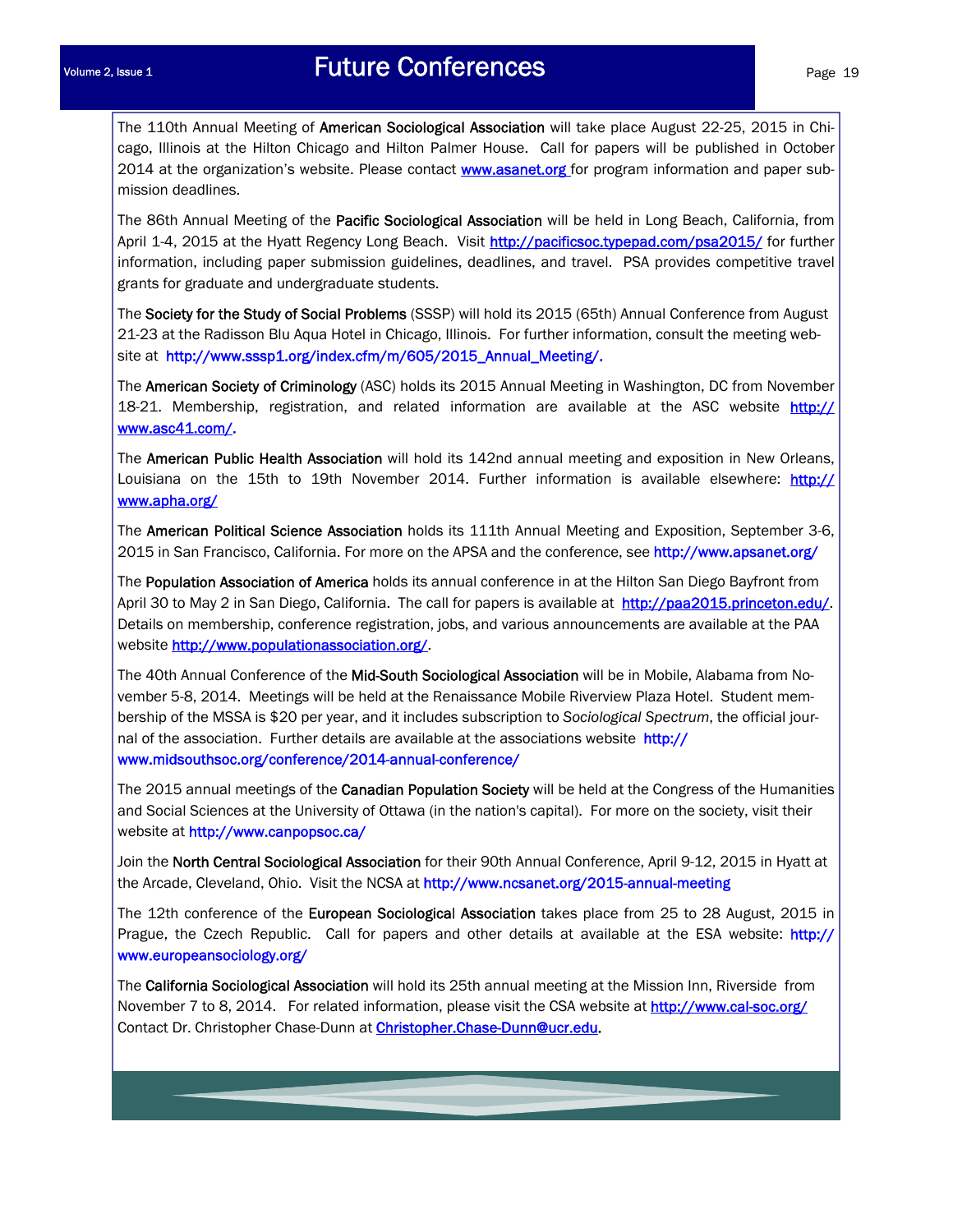# Future Conferences

The 110th Annual Meeting of **American Sociological Association** will take place August 22-25, 2015 in Chicago, Illinois at the Hilton Chicago and Hilton Palmer House. Call for papers will be published in October 2014 at the organization's website. Please contact www.asanet.org for program information and paper submission deadlines.

The 86th Annual Meeting of the **Pacific Sociological Association** will be held in Long Beach, California, from April 1-4, 2015 at the Hyatt Regency Long Beach. Visit http://pacificsoc.typepad.com/psa2015/ for further information, including paper submission guidelines, deadlines, and travel. PSA provides competitive travel grants for graduate and undergraduate students.

The **Society for the Study of Social Problems** (SSSP) will hold its 2015 (65th) Annual Conference from August 21-23 at the Radisson Blu Aqua Hotel in Chicago, Illinois. For further information, consult the meeting website at http://www.sssp1.org/index.cfm/m/605/2015_Annual_Meeting/.

The **American Society of Criminology** (ASC) holds its 2015 Annual Meeting in Washington, DC from November 18-21. Membership, registration, and related information are available at the ASC website http://www.asc41.com/.

The **American Public Health Association** will hold its 142nd annual meeting and exposition in New Orleans, Louisiana on the 15th to 19th November 2014. Further information is available elsewhere: http://www.apha.org/

The **American Political Science Association** holds its 111th Annual Meeting and Exposition, September 3-6, 2015 in San Francisco, California. For more on the APSA and the conference, see http://www.apsanet.org/

The **Population Association of America** holds its annual conference in at the Hilton San Diego Bayfront from April 30 to May 2 in San Diego, California. The call for papers is available at http://paa2015.princeton.edu/. Details on membership, conference registration, jobs, and various announcements are available at the PAA website http://www.populationassociation.org/.

The 40th Annual Conference of the **Mid-South Sociological Association** will be in Mobile, Alabama from November 5-8, 2014. Meetings will be held at the Renaissance Mobile Riverview Plaza Hotel. Student membership of the MSSA is $20 per year, and it includes subscription to *Sociological Spectrum*, the official journal of the association. Further details are available at the associations website http://www.midsouthsoc.org/conference/2014-annual-conference/

The 2015 annual meetings of the **Canadian Population Society** will be held at the Congress of the Humanities and Social Sciences at the University of Ottawa (in the nation's capital). For more on the society, visit their website at http://www.canpopsoc.ca/

Join the **North Central Sociological Association** for their 90th Annual Conference, April 9-12, 2015 in Hyatt at the Arcade, Cleveland, Ohio. Visit the NCSA at http://www.ncsanet.org/2015-annual-meeting

The 12th conference of the **European Sociological Association** takes place from 25 to 28 August, 2015 in Prague, the Czech Republic. Call for papers and other details at available at the ESA website: http://www.europeansociology.org/

The **California Sociological Association** will hold its 25th annual meeting at the Mission Inn, Riverside from November 7 to 8, 2014. For related information, please visit the CSA website at http://www.cal-soc.org/ Contact Dr. Christopher Chase-Dunn at Christopher.Chase-Dunn@ucr.edu.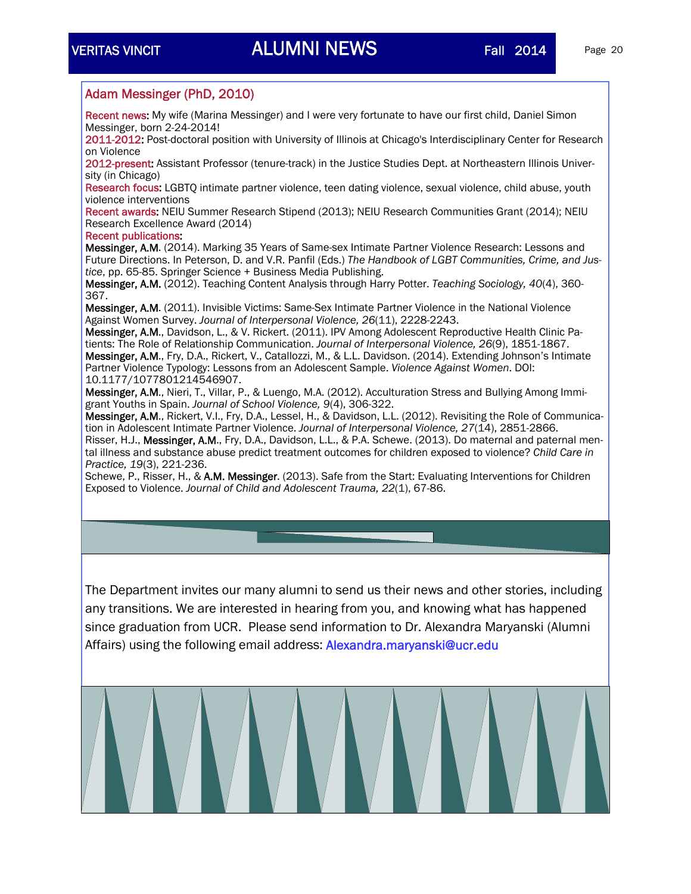## Adam Messinger (PhD, 2010)

**Recent news:** My wife (Marina Messinger) and I were very fortunate to have our first child, Daniel Simon Messinger, born 2-24-2014!

**2011-2012:** Post-doctoral position with University of Illinois at Chicago's Interdisciplinary Center for Research on Violence

**2012-present:** Assistant Professor (tenure-track) in the Justice Studies Dept. at Northeastern Illinois University (in Chicago)

**Research focus:** LGBTQ intimate partner violence, teen dating violence, sexual violence, child abuse, youth violence interventions

**Recent awards:** NEIU Summer Research Stipend (2013); NEIU Research Communities Grant (2014); NEIU Research Excellence Award (2014)

**Recent publications:**

**Messinger, A.M**. (2014). Marking 35 Years of Same-sex Intimate Partner Violence Research: Lessons and Future Directions. In Peterson, D. and V.R. Panfil (Eds.) *The Handbook of LGBT Communities, Crime, and Justice*, pp. 65-85. Springer Science + Business Media Publishing.

**Messinger, A.M.** (2012). Teaching Content Analysis through Harry Potter. *Teaching Sociology, 40*(4), 360-367.

**Messinger, A.M**. (2011). Invisible Victims: Same-Sex Intimate Partner Violence in the National Violence Against Women Survey. *Journal of Interpersonal Violence, 26*(11), 2228-2243.

**Messinger, A.M.**, Davidson, L., & V. Rickert. (2011). IPV Among Adolescent Reproductive Health Clinic Patients: The Role of Relationship Communication. *Journal of Interpersonal Violence, 26*(9), 1851-1867.

**Messinger, A.M.**, Fry, D.A., Rickert, V., Catallozzi, M., & L.L. Davidson. (2014). Extending Johnson's Intimate Partner Violence Typology: Lessons from an Adolescent Sample. *Violence Against Women*. DOI: 10.1177/1077801214546907.

**Messinger, A.M.**, Nieri, T., Villar, P., & Luengo, M.A. (2012). Acculturation Stress and Bullying Among Immigrant Youths in Spain. *Journal of School Violence, 9*(4), 306-322.

**Messinger, A.M.**, Rickert, V.I., Fry, D.A., Lessel, H., & Davidson, L.L. (2012). Revisiting the Role of Communication in Adolescent Intimate Partner Violence. *Journal of Interpersonal Violence, 27*(14), 2851-2866.

Risser, H.J., **Messinger, A.M.**, Fry, D.A., Davidson, L.L., & P.A. Schewe. (2013). Do maternal and paternal mental illness and substance abuse predict treatment outcomes for children exposed to violence? *Child Care in Practice, 19*(3), 221-236.

Schewe, P., Risser, H., & **A.M. Messinger**. (2013). Safe from the Start: Evaluating Interventions for Children Exposed to Violence. *Journal of Child and Adolescent Trauma, 22*(1), 67-86.

The Department invites our many alumni to send us their news and other stories, including any transitions. We are interested in hearing from you, and knowing what has happened since graduation from UCR. Please send information to Dr. Alexandra Maryanski (Alumni Affairs) using the following email address: Alexandra.maryanski@ucr.edu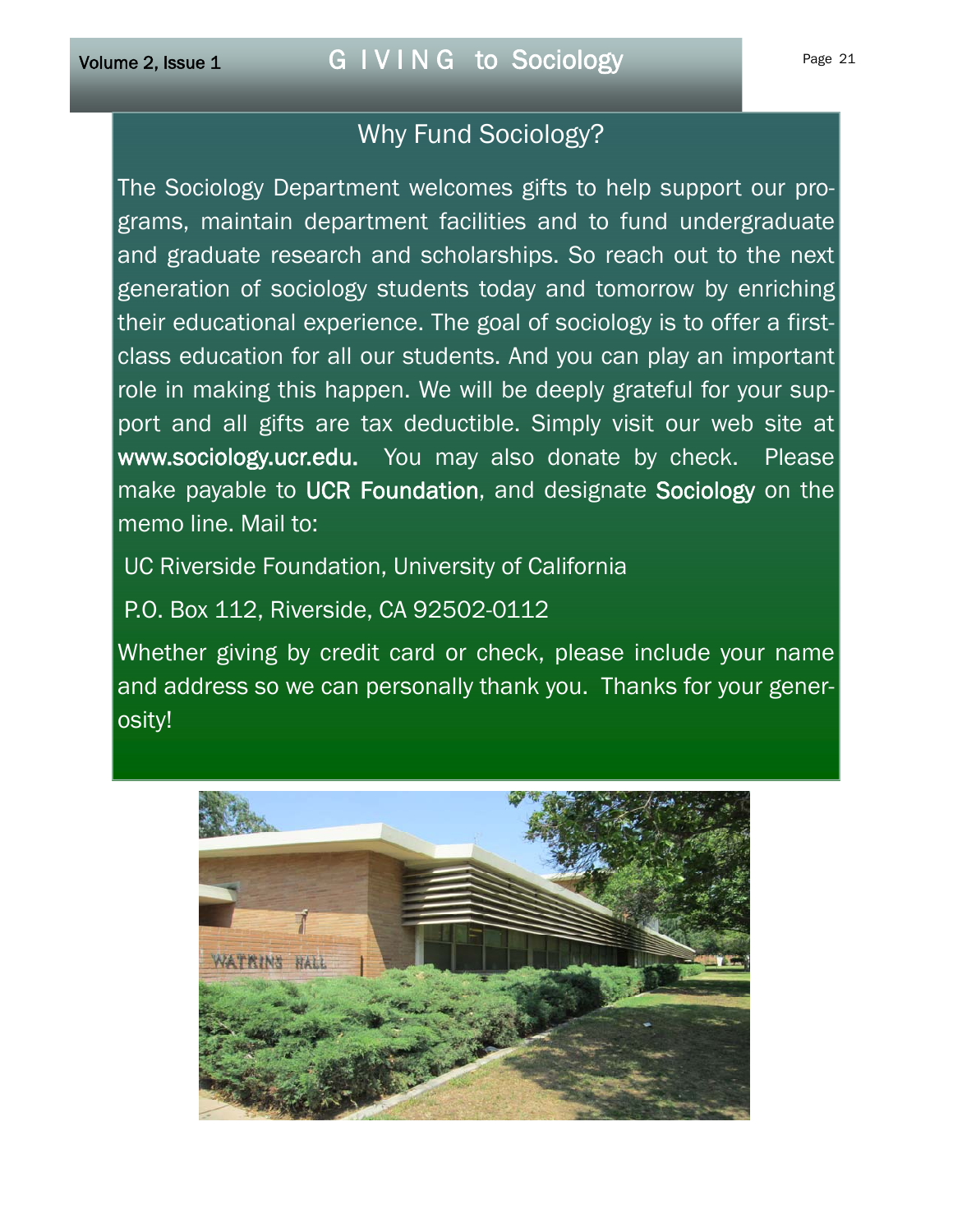## Why Fund Sociology?

The Sociology Department welcomes gifts to help support our programs, maintain department facilities and to fund undergraduate and graduate research and scholarships. So reach out to the next generation of sociology students today and tomorrow by enriching their educational experience. The goal of sociology is to offer a first-class education for all our students. And you can play an important role in making this happen. We will be deeply grateful for your support and all gifts are tax deductible. Simply visit our web site at **www.sociology.ucr.edu.** You may also donate by check. Please make payable to **UCR Foundation**, and designate **Sociology** on the memo line. Mail to:

UC Riverside Foundation, University of California

P.O. Box 112, Riverside, CA 92502-0112

Whether giving by credit card or check, please include your name and address so we can personally thank you. Thanks for your generosity!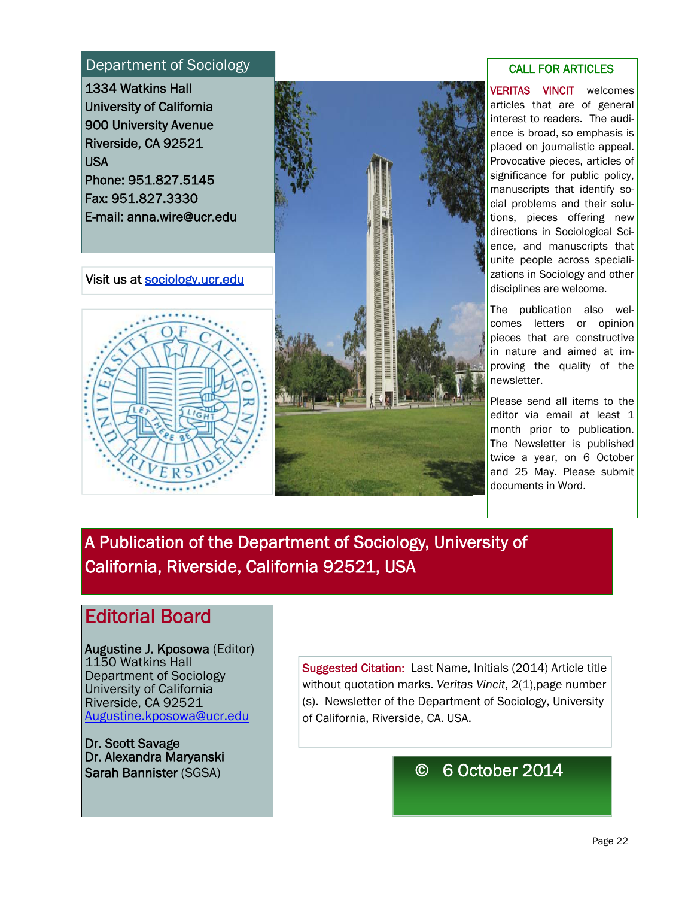## Department of Sociology

1334 Watkins Hall
University of California
900 University Avenue
Riverside, CA 92521
USA
Phone: 951.827.5145
Fax: 951.827.3330
E-mail: anna.wire@ucr.edu

Visit us at sociology.ucr.edu

## CALL FOR ARTICLES

VERITAS VINCIT welcomes articles that are of general interest to readers. The audience is broad, so emphasis is placed on journalistic appeal. Provocative pieces, articles of significance for public policy, manuscripts that identify social problems and their solutions, pieces offering new directions in Sociological Science, and manuscripts that unite people across specializations in Sociology and other disciplines are welcome.

The publication also welcomes letters or opinion pieces that are constructive in nature and aimed at improving the quality of the newsletter.

Please send all items to the editor via email at least 1 month prior to publication. The Newsletter is published twice a year, on 6 October and 25 May. Please submit documents in Word.

## A Publication of the Department of Sociology, University of California, Riverside, California 92521, USA

## Editorial Board

**Augustine J. Kposowa** (Editor)
1150 Watkins Hall
Department of Sociology
University of California
Riverside, CA 92521
Augustine.kposowa@ucr.edu

**Dr. Scott Savage**
**Dr. Alexandra Maryanski**
**Sarah Bannister** (SGSA)

Suggested Citation: Last Name, Initials (2014) Article title without quotation marks. *Veritas Vincit*, 2(1),page number (s). Newsletter of the Department of Sociology, University of California, Riverside, CA. USA.

© 6 October 2014